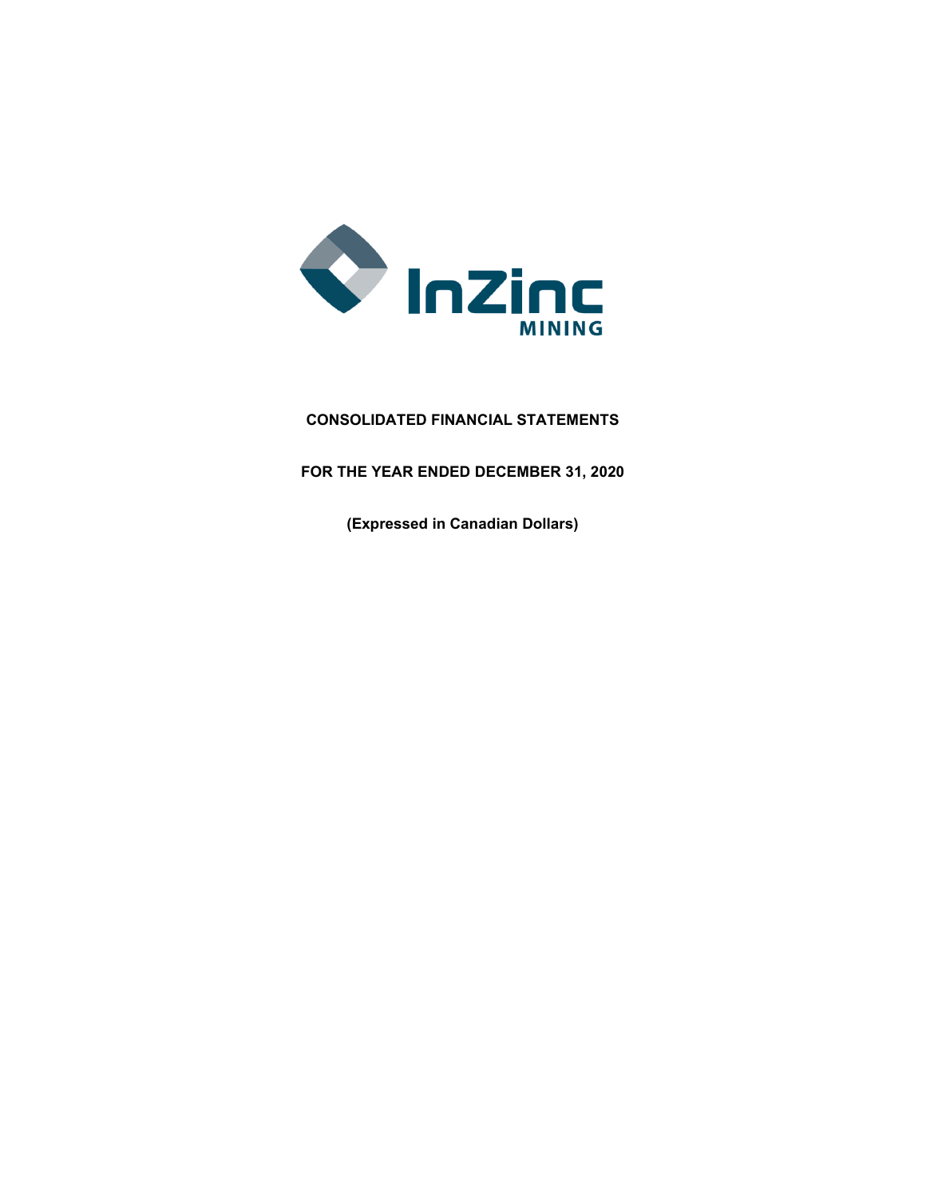InZinc MINING

**CONSOLIDATED FINANCIAL STATEMENTS**

**FOR THE YEAR ENDED DECEMBER 31, 2020**

**(Expressed in Canadian Dollars)**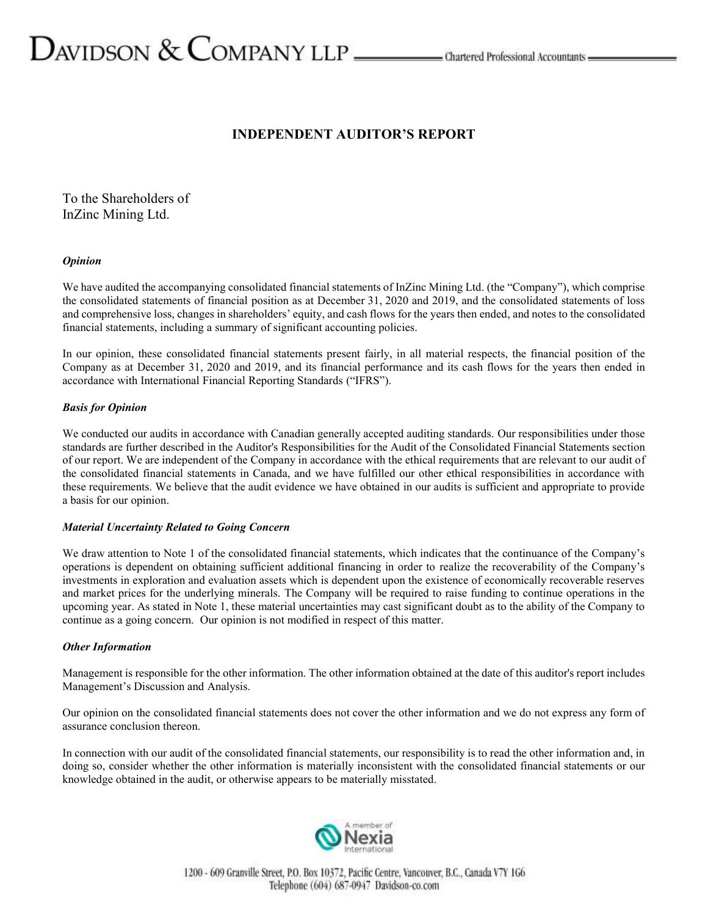# INDEPENDENT AUDITOR'S REPORT

To the Shareholders of
InZinc Mining Ltd.

***Opinion***

We have audited the accompanying consolidated financial statements of InZinc Mining Ltd. (the "Company"), which comprise the consolidated statements of financial position as at December 31, 2020 and 2019, and the consolidated statements of loss and comprehensive loss, changes in shareholders' equity, and cash flows for the years then ended, and notes to the consolidated financial statements, including a summary of significant accounting policies.

In our opinion, these consolidated financial statements present fairly, in all material respects, the financial position of the Company as at December 31, 2020 and 2019, and its financial performance and its cash flows for the years then ended in accordance with International Financial Reporting Standards ("IFRS").

***Basis for Opinion***

We conducted our audits in accordance with Canadian generally accepted auditing standards. Our responsibilities under those standards are further described in the Auditor's Responsibilities for the Audit of the Consolidated Financial Statements section of our report. We are independent of the Company in accordance with the ethical requirements that are relevant to our audit of the consolidated financial statements in Canada, and we have fulfilled our other ethical responsibilities in accordance with these requirements. We believe that the audit evidence we have obtained in our audits is sufficient and appropriate to provide a basis for our opinion.

***Material Uncertainty Related to Going Concern***

We draw attention to Note 1 of the consolidated financial statements, which indicates that the continuance of the Company's operations is dependent on obtaining sufficient additional financing in order to realize the recoverability of the Company's investments in exploration and evaluation assets which is dependent upon the existence of economically recoverable reserves and market prices for the underlying minerals. The Company will be required to raise funding to continue operations in the upcoming year. As stated in Note 1, these material uncertainties may cast significant doubt as to the ability of the Company to continue as a going concern. Our opinion is not modified in respect of this matter.

***Other Information***

Management is responsible for the other information. The other information obtained at the date of this auditor's report includes Management's Discussion and Analysis.

Our opinion on the consolidated financial statements does not cover the other information and we do not express any form of assurance conclusion thereon.

In connection with our audit of the consolidated financial statements, our responsibility is to read the other information and, in doing so, consider whether the other information is materially inconsistent with the consolidated financial statements or our knowledge obtained in the audit, or otherwise appears to be materially misstated.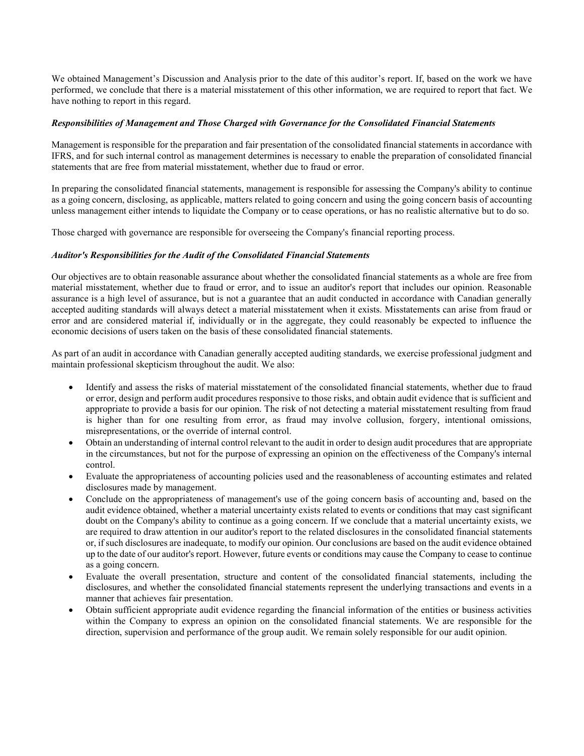We obtained Management's Discussion and Analysis prior to the date of this auditor's report. If, based on the work we have performed, we conclude that there is a material misstatement of this other information, we are required to report that fact. We have nothing to report in this regard.

***Responsibilities of Management and Those Charged with Governance for the Consolidated Financial Statements***

Management is responsible for the preparation and fair presentation of the consolidated financial statements in accordance with IFRS, and for such internal control as management determines is necessary to enable the preparation of consolidated financial statements that are free from material misstatement, whether due to fraud or error.

In preparing the consolidated financial statements, management is responsible for assessing the Company's ability to continue as a going concern, disclosing, as applicable, matters related to going concern and using the going concern basis of accounting unless management either intends to liquidate the Company or to cease operations, or has no realistic alternative but to do so.

Those charged with governance are responsible for overseeing the Company's financial reporting process.

***Auditor's Responsibilities for the Audit of the Consolidated Financial Statements***

Our objectives are to obtain reasonable assurance about whether the consolidated financial statements as a whole are free from material misstatement, whether due to fraud or error, and to issue an auditor's report that includes our opinion. Reasonable assurance is a high level of assurance, but is not a guarantee that an audit conducted in accordance with Canadian generally accepted auditing standards will always detect a material misstatement when it exists. Misstatements can arise from fraud or error and are considered material if, individually or in the aggregate, they could reasonably be expected to influence the economic decisions of users taken on the basis of these consolidated financial statements.

As part of an audit in accordance with Canadian generally accepted auditing standards, we exercise professional judgment and maintain professional skepticism throughout the audit. We also:

- Identify and assess the risks of material misstatement of the consolidated financial statements, whether due to fraud or error, design and perform audit procedures responsive to those risks, and obtain audit evidence that is sufficient and appropriate to provide a basis for our opinion. The risk of not detecting a material misstatement resulting from fraud is higher than for one resulting from error, as fraud may involve collusion, forgery, intentional omissions, misrepresentations, or the override of internal control.
- Obtain an understanding of internal control relevant to the audit in order to design audit procedures that are appropriate in the circumstances, but not for the purpose of expressing an opinion on the effectiveness of the Company's internal control.
- Evaluate the appropriateness of accounting policies used and the reasonableness of accounting estimates and related disclosures made by management.
- Conclude on the appropriateness of management's use of the going concern basis of accounting and, based on the audit evidence obtained, whether a material uncertainty exists related to events or conditions that may cast significant doubt on the Company's ability to continue as a going concern. If we conclude that a material uncertainty exists, we are required to draw attention in our auditor's report to the related disclosures in the consolidated financial statements or, if such disclosures are inadequate, to modify our opinion. Our conclusions are based on the audit evidence obtained up to the date of our auditor's report. However, future events or conditions may cause the Company to cease to continue as a going concern.
- Evaluate the overall presentation, structure and content of the consolidated financial statements, including the disclosures, and whether the consolidated financial statements represent the underlying transactions and events in a manner that achieves fair presentation.
- Obtain sufficient appropriate audit evidence regarding the financial information of the entities or business activities within the Company to express an opinion on the consolidated financial statements. We are responsible for the direction, supervision and performance of the group audit. We remain solely responsible for our audit opinion.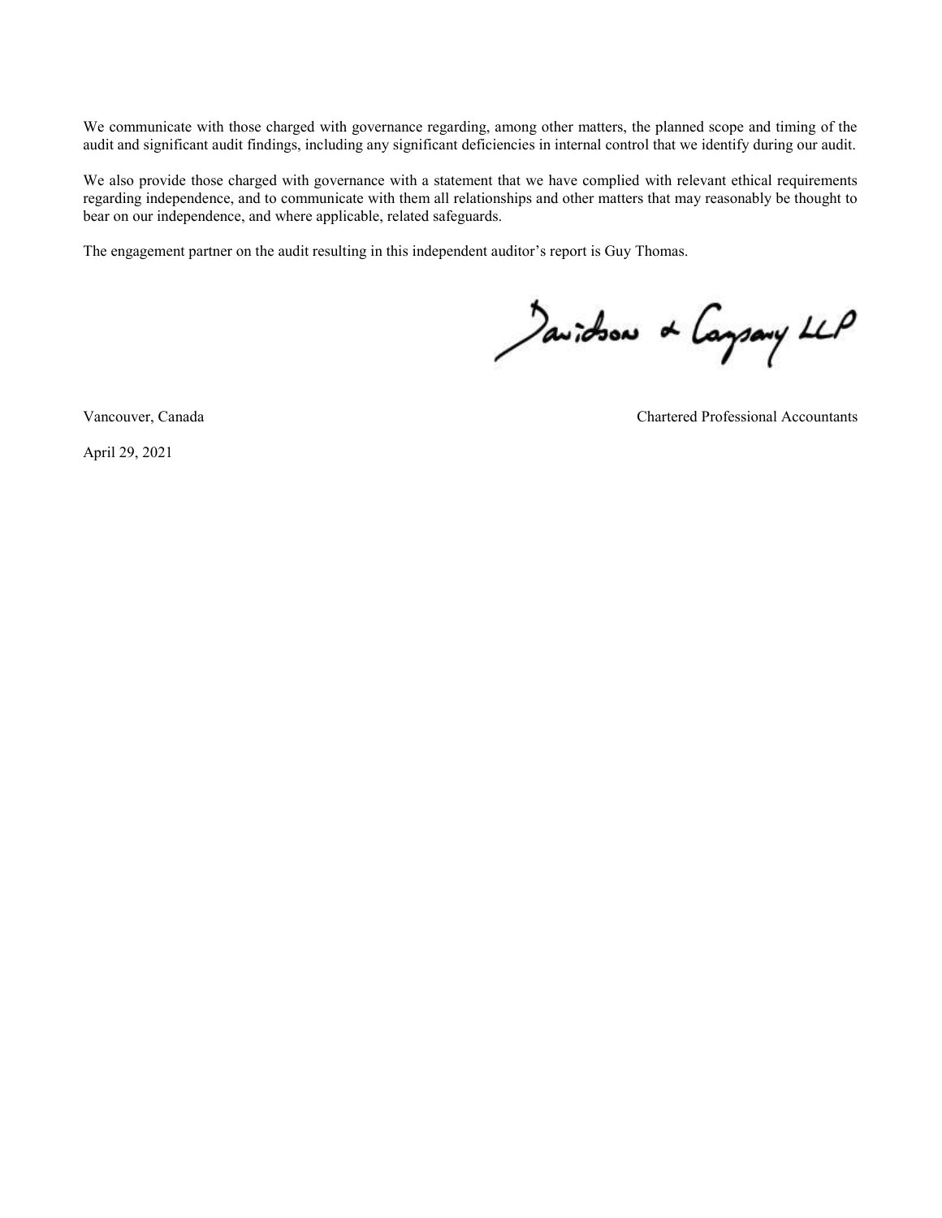We communicate with those charged with governance regarding, among other matters, the planned scope and timing of the audit and significant audit findings, including any significant deficiencies in internal control that we identify during our audit.

We also provide those charged with governance with a statement that we have complied with relevant ethical requirements regarding independence, and to communicate with them all relationships and other matters that may reasonably be thought to bear on our independence, and where applicable, related safeguards.

The engagement partner on the audit resulting in this independent auditor's report is Guy Thomas.

Davidson & Company LLP

Vancouver, Canada

Chartered Professional Accountants

April 29, 2021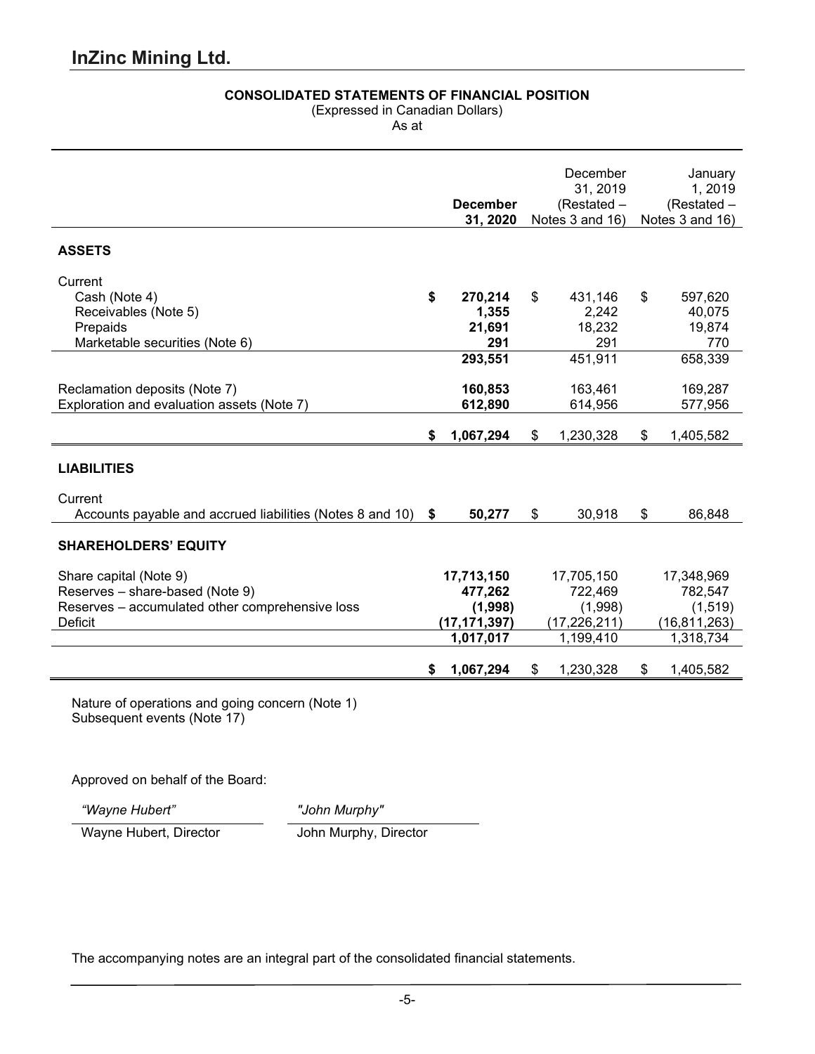# InZinc Mining Ltd.

**CONSOLIDATED STATEMENTS OF FINANCIAL POSITION**

(Expressed in Canadian Dollars)

As at

| | **December 31, 2020** | December 31, 2019 (Restated – Notes 3 and 16) | January 1, 2019 (Restated – Notes 3 and 16) |
|---|---|---|---|
| **ASSETS** | | | |
| Current | | | |
| Cash (Note 4) | **$ 270,214** | $ 431,146 | $ 597,620 |
| Receivables (Note 5) | **1,355** | 2,242 | 40,075 |
| Prepaids | **21,691** | 18,232 | 19,874 |
| Marketable securities (Note 6) | **291** | 291 | 770 |
| | **293,551** | 451,911 | 658,339 |
| Reclamation deposits (Note 7) | **160,853** | 163,461 | 169,287 |
| Exploration and evaluation assets (Note 7) | **612,890** | 614,956 | 577,956 |
| | **$ 1,067,294** | $ 1,230,328 | $ 1,405,582 |
| **LIABILITIES** | | | |
| Current | | | |
| Accounts payable and accrued liabilities (Notes 8 and 10) | **$ 50,277** | $ 30,918 | $ 86,848 |
| **SHAREHOLDERS' EQUITY** | | | |
| Share capital (Note 9) | **17,713,150** | 17,705,150 | 17,348,969 |
| Reserves – share-based (Note 9) | **477,262** | 722,469 | 782,547 |
| Reserves – accumulated other comprehensive loss | **(1,998)** | (1,998) | (1,519) |
| Deficit | **(17,171,397)** | (17,226,211) | (16,811,263) |
| | **1,017,017** | 1,199,410 | 1,318,734 |
| | **$ 1,067,294** | $ 1,230,328 | $ 1,405,582 |

Nature of operations and going concern (Note 1)
Subsequent events (Note 17)

Approved on behalf of the Board:

| *"Wayne Hubert"* | *"John Murphy"* |
|---|---|
| Wayne Hubert, Director | John Murphy, Director |

The accompanying notes are an integral part of the consolidated financial statements.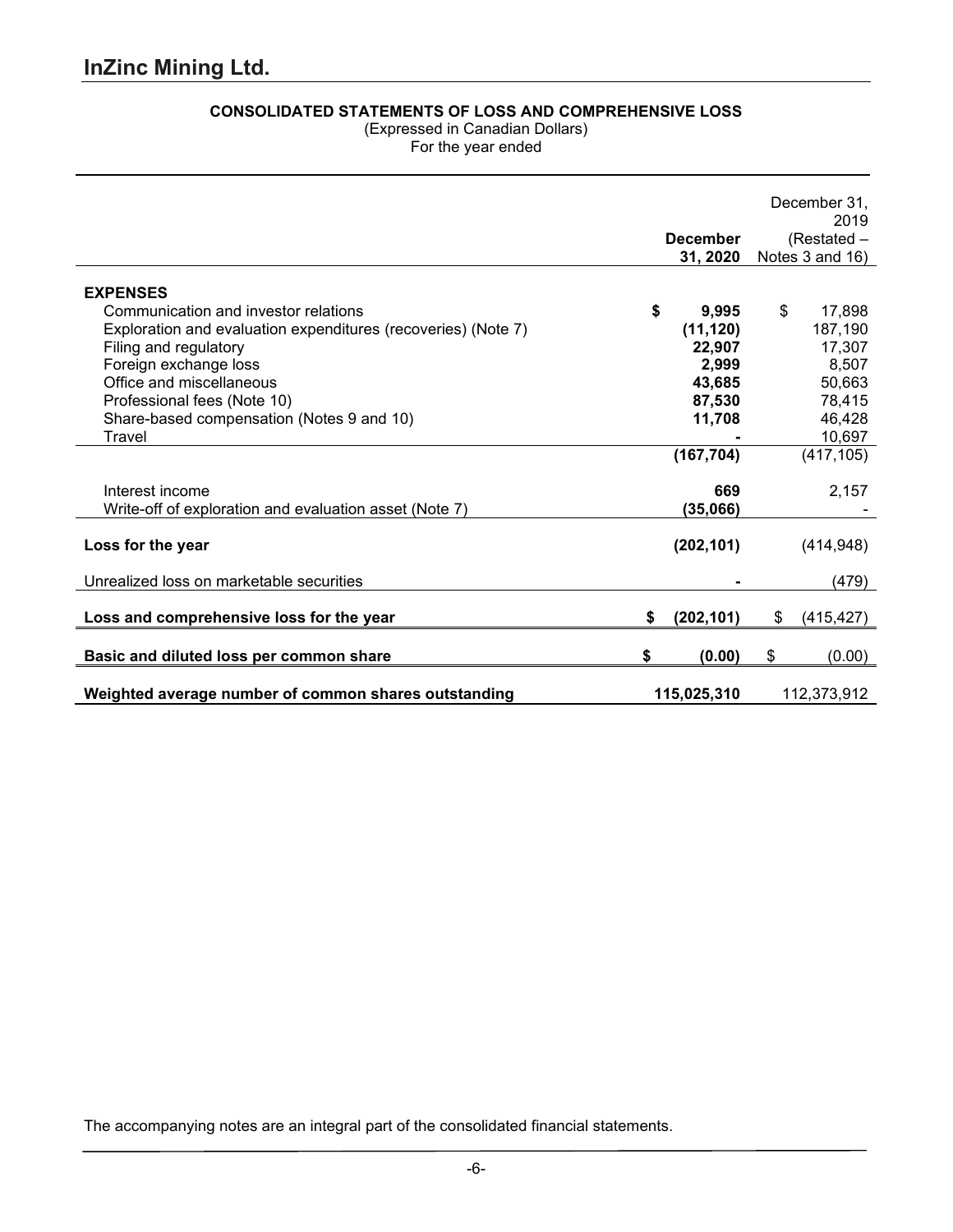# InZinc Mining Ltd.

**CONSOLIDATED STATEMENTS OF LOSS AND COMPREHENSIVE LOSS**
(Expressed in Canadian Dollars)
For the year ended

| | **December 31, 2020** | December 31, 2019 (Restated – Notes 3 and 16) |
|---|---|---|
| **EXPENSES** | | |
| Communication and investor relations | **$ 9,995** | $ 17,898 |
| Exploration and evaluation expenditures (recoveries) (Note 7) | **(11,120)** | 187,190 |
| Filing and regulatory | **22,907** | 17,307 |
| Foreign exchange loss | **2,999** | 8,507 |
| Office and miscellaneous | **43,685** | 50,663 |
| Professional fees (Note 10) | **87,530** | 78,415 |
| Share-based compensation (Notes 9 and 10) | **11,708** | 46,428 |
| Travel | **-** | 10,697 |
| | **(167,704)** | (417,105) |
| Interest income | **669** | 2,157 |
| Write-off of exploration and evaluation asset (Note 7) | **(35,066)** | - |
| **Loss for the year** | **(202,101)** | (414,948) |
| Unrealized loss on marketable securities | **-** | (479) |
| **Loss and comprehensive loss for the year** | **$ (202,101)** | $ (415,427) |
| **Basic and diluted loss per common share** | **$ (0.00)** | $ (0.00) |
| **Weighted average number of common shares outstanding** | **115,025,310** | 112,373,912 |

The accompanying notes are an integral part of the consolidated financial statements.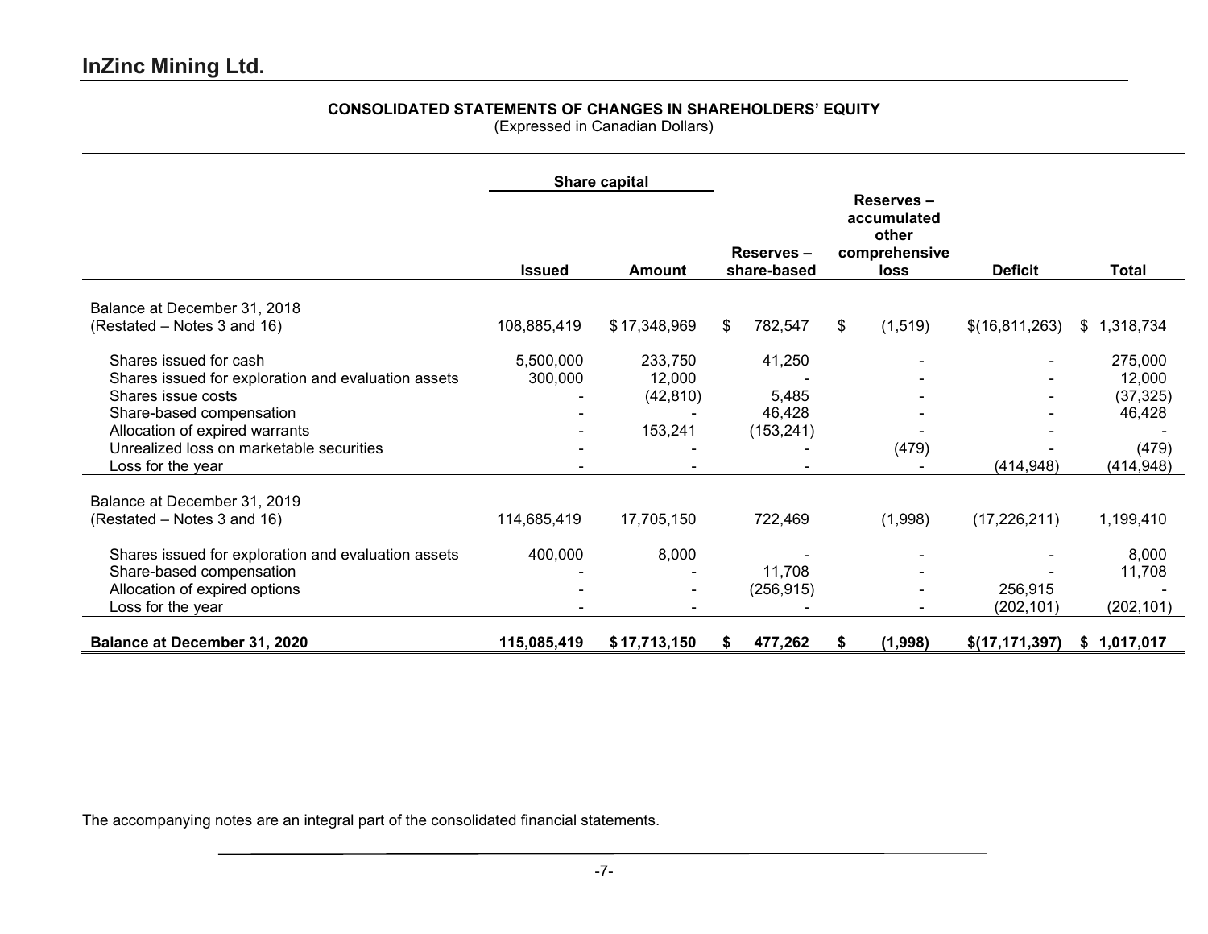## InZinc Mining Ltd.

**CONSOLIDATED STATEMENTS OF CHANGES IN SHAREHOLDERS' EQUITY**
(Expressed in Canadian Dollars)

| | Share capital | | | | | |
|---|---|---|---|---|---|---|
| | **Issued** | **Amount** | **Reserves – share-based** | **Reserves – accumulated other comprehensive loss** | **Deficit** | **Total** |
| Balance at December 31, 2018 (Restated – Notes 3 and 16) | 108,885,419 | $ 17,348,969 | $ 782,547 | $ (1,519) | $(16,811,263) | $ 1,318,734 |
| Shares issued for cash | 5,500,000 | 233,750 | 41,250 | - | - | 275,000 |
| Shares issued for exploration and evaluation assets | 300,000 | 12,000 | - | - | - | 12,000 |
| Shares issue costs | - | (42,810) | 5,485 | - | - | (37,325) |
| Share-based compensation | - | - | 46,428 | - | - | 46,428 |
| Allocation of expired warrants | - | 153,241 | (153,241) | - | - | - |
| Unrealized loss on marketable securities | - | - | - | (479) | - | (479) |
| Loss for the year | - | - | - | - | (414,948) | (414,948) |
| Balance at December 31, 2019 (Restated – Notes 3 and 16) | 114,685,419 | 17,705,150 | 722,469 | (1,998) | (17,226,211) | 1,199,410 |
| Shares issued for exploration and evaluation assets | 400,000 | 8,000 | - | - | - | 8,000 |
| Share-based compensation | - | - | 11,708 | - | - | 11,708 |
| Allocation of expired options | - | - | (256,915) | - | 256,915 | - |
| Loss for the year | - | - | - | - | (202,101) | (202,101) |
| **Balance at December 31, 2020** | **115,085,419** | **$ 17,713,150** | **$ 477,262** | **$ (1,998)** | **$(17,171,397)** | **$ 1,017,017** |

The accompanying notes are an integral part of the consolidated financial statements.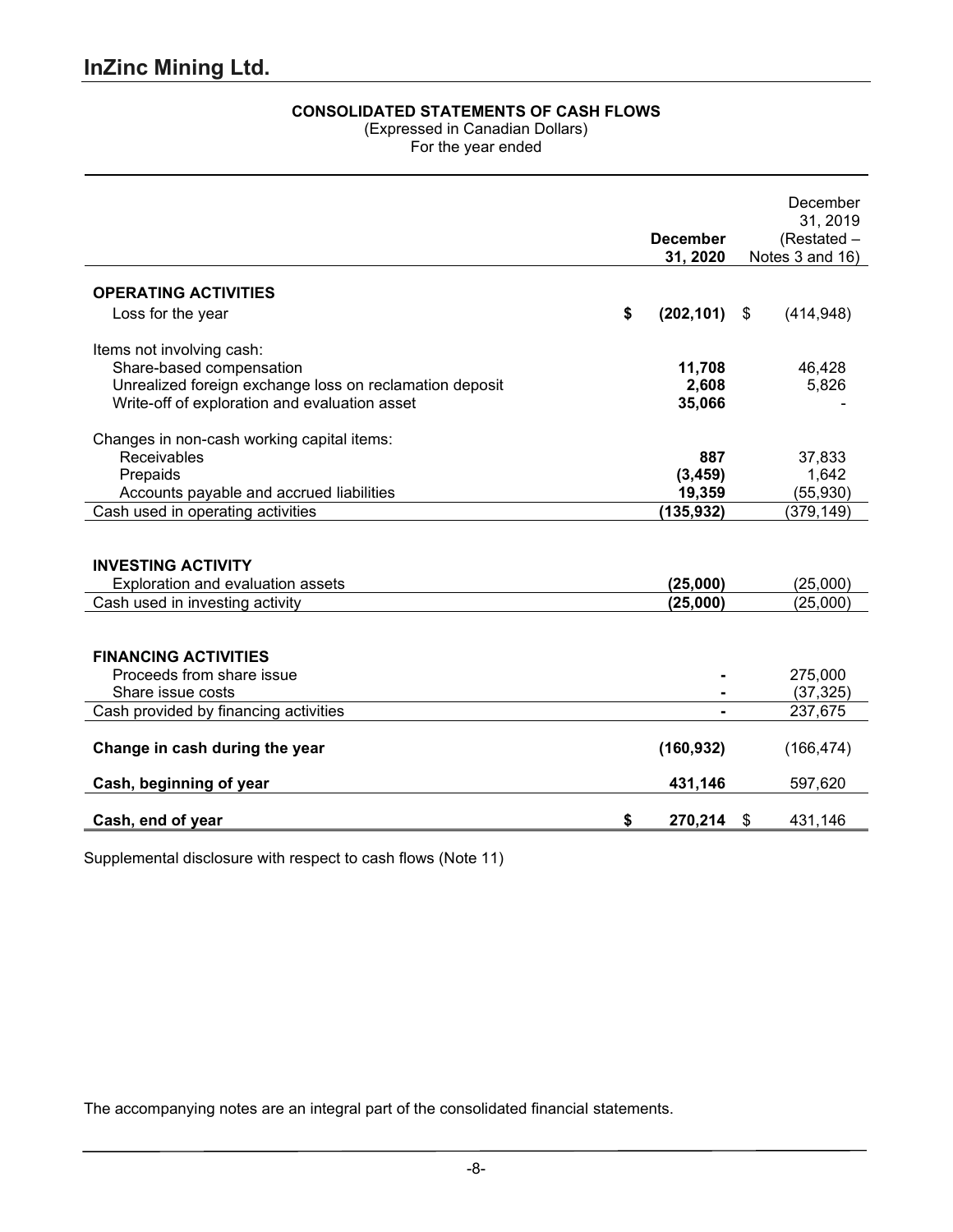# InZinc Mining Ltd.

**CONSOLIDATED STATEMENTS OF CASH FLOWS**
(Expressed in Canadian Dollars)
For the year ended

| | **December 31, 2020** | December 31, 2019 (Restated – Notes 3 and 16) |
|---|---|---|
| **OPERATING ACTIVITIES** | | |
| Loss for the year | **$ (202,101)** | $ (414,948) |
| Items not involving cash: | | |
| Share-based compensation | **11,708** | 46,428 |
| Unrealized foreign exchange loss on reclamation deposit | **2,608** | 5,826 |
| Write-off of exploration and evaluation asset | **35,066** | - |
| Changes in non-cash working capital items: | | |
| Receivables | **887** | 37,833 |
| Prepaids | **(3,459)** | 1,642 |
| Accounts payable and accrued liabilities | **19,359** | (55,930) |
| Cash used in operating activities | **(135,932)** | (379,149) |
| **INVESTING ACTIVITY** | | |
| Exploration and evaluation assets | **(25,000)** | (25,000) |
| Cash used in investing activity | **(25,000)** | (25,000) |
| **FINANCING ACTIVITIES** | | |
| Proceeds from share issue | **-** | 275,000 |
| Share issue costs | **-** | (37,325) |
| Cash provided by financing activities | **-** | 237,675 |
| **Change in cash during the year** | **(160,932)** | (166,474) |
| **Cash, beginning of year** | **431,146** | 597,620 |
| **Cash, end of year** | **$ 270,214** | $ 431,146 |

Supplemental disclosure with respect to cash flows (Note 11)

The accompanying notes are an integral part of the consolidated financial statements.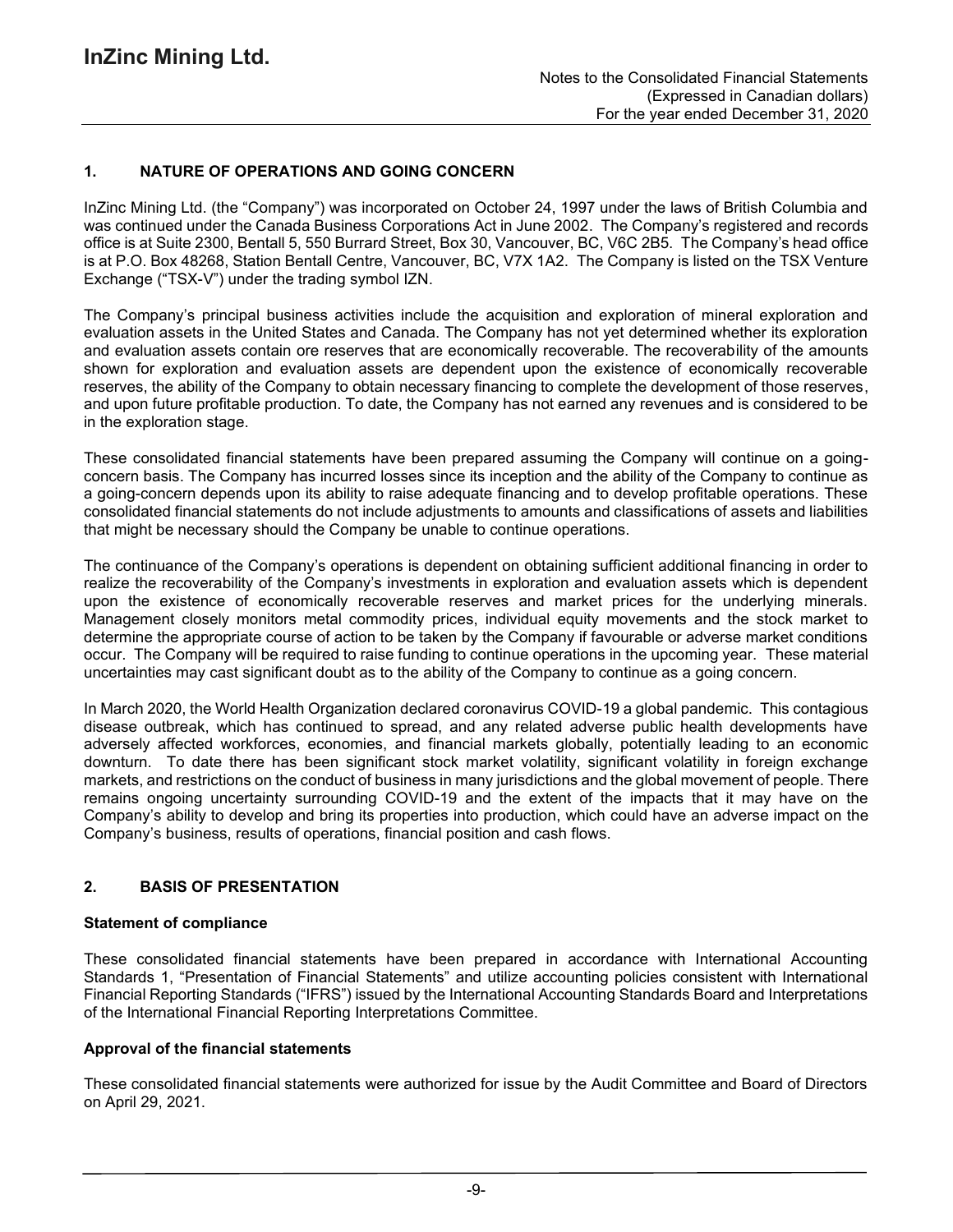## 1. NATURE OF OPERATIONS AND GOING CONCERN

InZinc Mining Ltd. (the "Company") was incorporated on October 24, 1997 under the laws of British Columbia and was continued under the Canada Business Corporations Act in June 2002. The Company's registered and records office is at Suite 2300, Bentall 5, 550 Burrard Street, Box 30, Vancouver, BC, V6C 2B5. The Company's head office is at P.O. Box 48268, Station Bentall Centre, Vancouver, BC, V7X 1A2. The Company is listed on the TSX Venture Exchange ("TSX-V") under the trading symbol IZN.

The Company's principal business activities include the acquisition and exploration of mineral exploration and evaluation assets in the United States and Canada. The Company has not yet determined whether its exploration and evaluation assets contain ore reserves that are economically recoverable. The recoverability of the amounts shown for exploration and evaluation assets are dependent upon the existence of economically recoverable reserves, the ability of the Company to obtain necessary financing to complete the development of those reserves, and upon future profitable production. To date, the Company has not earned any revenues and is considered to be in the exploration stage.

These consolidated financial statements have been prepared assuming the Company will continue on a going-concern basis. The Company has incurred losses since its inception and the ability of the Company to continue as a going-concern depends upon its ability to raise adequate financing and to develop profitable operations. These consolidated financial statements do not include adjustments to amounts and classifications of assets and liabilities that might be necessary should the Company be unable to continue operations.

The continuance of the Company's operations is dependent on obtaining sufficient additional financing in order to realize the recoverability of the Company's investments in exploration and evaluation assets which is dependent upon the existence of economically recoverable reserves and market prices for the underlying minerals. Management closely monitors metal commodity prices, individual equity movements and the stock market to determine the appropriate course of action to be taken by the Company if favourable or adverse market conditions occur. The Company will be required to raise funding to continue operations in the upcoming year. These material uncertainties may cast significant doubt as to the ability of the Company to continue as a going concern.

In March 2020, the World Health Organization declared coronavirus COVID-19 a global pandemic. This contagious disease outbreak, which has continued to spread, and any related adverse public health developments have adversely affected workforces, economies, and financial markets globally, potentially leading to an economic downturn. To date there has been significant stock market volatility, significant volatility in foreign exchange markets, and restrictions on the conduct of business in many jurisdictions and the global movement of people. There remains ongoing uncertainty surrounding COVID-19 and the extent of the impacts that it may have on the Company's ability to develop and bring its properties into production, which could have an adverse impact on the Company's business, results of operations, financial position and cash flows.

## 2. BASIS OF PRESENTATION

### Statement of compliance

These consolidated financial statements have been prepared in accordance with International Accounting Standards 1, "Presentation of Financial Statements" and utilize accounting policies consistent with International Financial Reporting Standards ("IFRS") issued by the International Accounting Standards Board and Interpretations of the International Financial Reporting Interpretations Committee.

### Approval of the financial statements

These consolidated financial statements were authorized for issue by the Audit Committee and Board of Directors on April 29, 2021.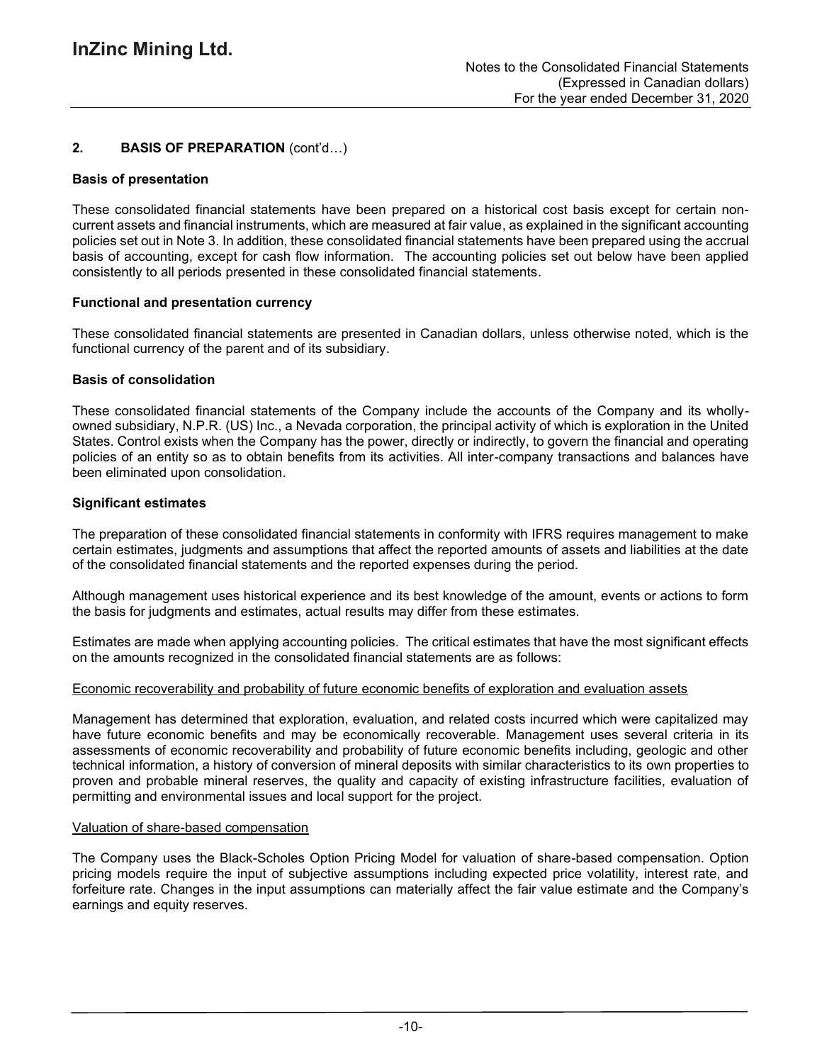## 2. BASIS OF PREPARATION (cont'd…)

### Basis of presentation

These consolidated financial statements have been prepared on a historical cost basis except for certain non-current assets and financial instruments, which are measured at fair value, as explained in the significant accounting policies set out in Note 3. In addition, these consolidated financial statements have been prepared using the accrual basis of accounting, except for cash flow information. The accounting policies set out below have been applied consistently to all periods presented in these consolidated financial statements.

### Functional and presentation currency

These consolidated financial statements are presented in Canadian dollars, unless otherwise noted, which is the functional currency of the parent and of its subsidiary.

### Basis of consolidation

These consolidated financial statements of the Company include the accounts of the Company and its wholly-owned subsidiary, N.P.R. (US) Inc., a Nevada corporation, the principal activity of which is exploration in the United States. Control exists when the Company has the power, directly or indirectly, to govern the financial and operating policies of an entity so as to obtain benefits from its activities. All inter-company transactions and balances have been eliminated upon consolidation.

### Significant estimates

The preparation of these consolidated financial statements in conformity with IFRS requires management to make certain estimates, judgments and assumptions that affect the reported amounts of assets and liabilities at the date of the consolidated financial statements and the reported expenses during the period.

Although management uses historical experience and its best knowledge of the amount, events or actions to form the basis for judgments and estimates, actual results may differ from these estimates.

Estimates are made when applying accounting policies. The critical estimates that have the most significant effects on the amounts recognized in the consolidated financial statements are as follows:

Economic recoverability and probability of future economic benefits of exploration and evaluation assets

Management has determined that exploration, evaluation, and related costs incurred which were capitalized may have future economic benefits and may be economically recoverable. Management uses several criteria in its assessments of economic recoverability and probability of future economic benefits including, geologic and other technical information, a history of conversion of mineral deposits with similar characteristics to its own properties to proven and probable mineral reserves, the quality and capacity of existing infrastructure facilities, evaluation of permitting and environmental issues and local support for the project.

Valuation of share-based compensation

The Company uses the Black-Scholes Option Pricing Model for valuation of share-based compensation. Option pricing models require the input of subjective assumptions including expected price volatility, interest rate, and forfeiture rate. Changes in the input assumptions can materially affect the fair value estimate and the Company's earnings and equity reserves.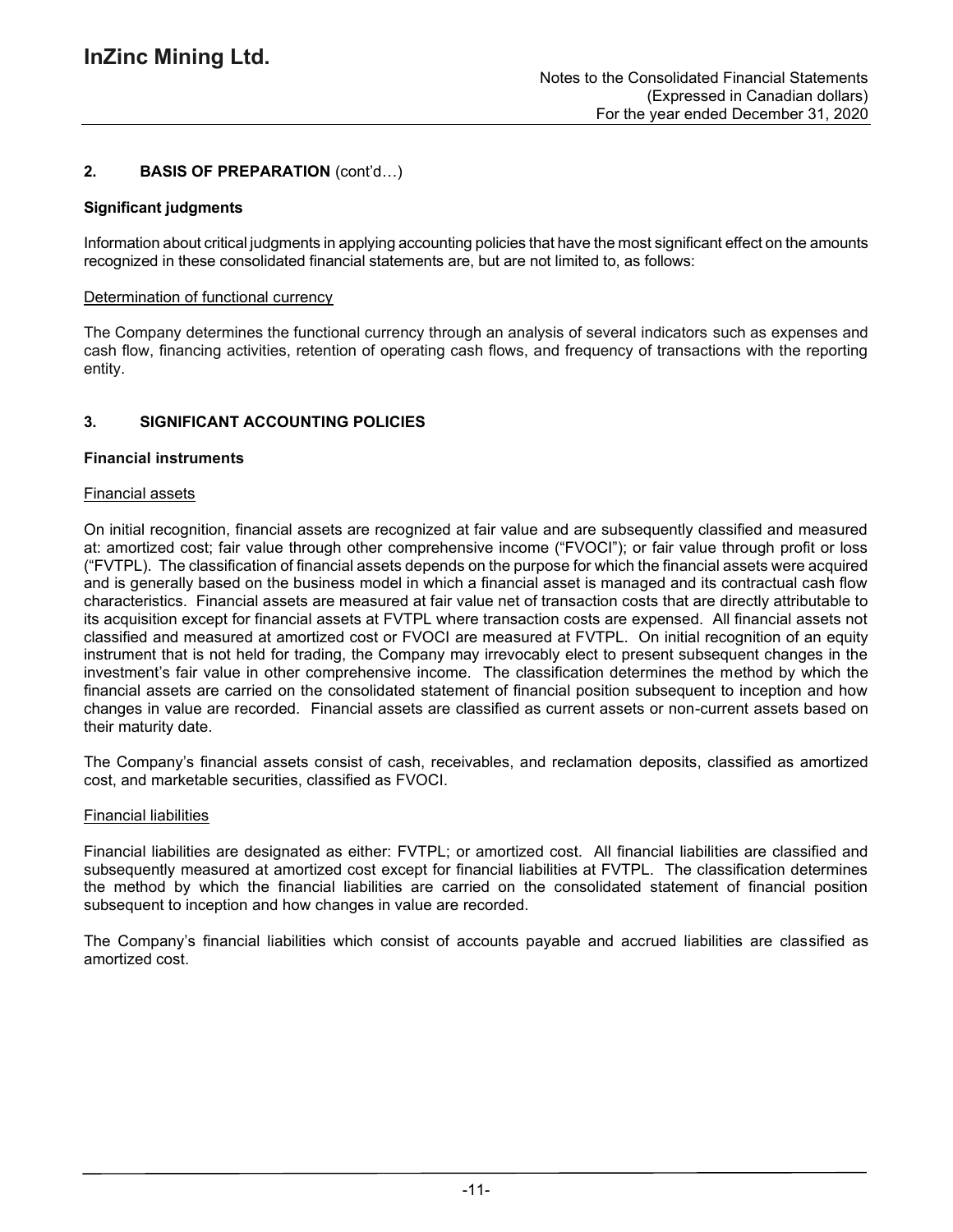## 2. BASIS OF PREPARATION (cont'd…)

### Significant judgments

Information about critical judgments in applying accounting policies that have the most significant effect on the amounts recognized in these consolidated financial statements are, but are not limited to, as follows:

Determination of functional currency

The Company determines the functional currency through an analysis of several indicators such as expenses and cash flow, financing activities, retention of operating cash flows, and frequency of transactions with the reporting entity.

## 3. SIGNIFICANT ACCOUNTING POLICIES

### Financial instruments

Financial assets

On initial recognition, financial assets are recognized at fair value and are subsequently classified and measured at: amortized cost; fair value through other comprehensive income ("FVOCI"); or fair value through profit or loss ("FVTPL). The classification of financial assets depends on the purpose for which the financial assets were acquired and is generally based on the business model in which a financial asset is managed and its contractual cash flow characteristics. Financial assets are measured at fair value net of transaction costs that are directly attributable to its acquisition except for financial assets at FVTPL where transaction costs are expensed. All financial assets not classified and measured at amortized cost or FVOCI are measured at FVTPL. On initial recognition of an equity instrument that is not held for trading, the Company may irrevocably elect to present subsequent changes in the investment's fair value in other comprehensive income. The classification determines the method by which the financial assets are carried on the consolidated statement of financial position subsequent to inception and how changes in value are recorded. Financial assets are classified as current assets or non-current assets based on their maturity date.

The Company's financial assets consist of cash, receivables, and reclamation deposits, classified as amortized cost, and marketable securities, classified as FVOCI.

Financial liabilities

Financial liabilities are designated as either: FVTPL; or amortized cost. All financial liabilities are classified and subsequently measured at amortized cost except for financial liabilities at FVTPL. The classification determines the method by which the financial liabilities are carried on the consolidated statement of financial position subsequent to inception and how changes in value are recorded.

The Company's financial liabilities which consist of accounts payable and accrued liabilities are classified as amortized cost.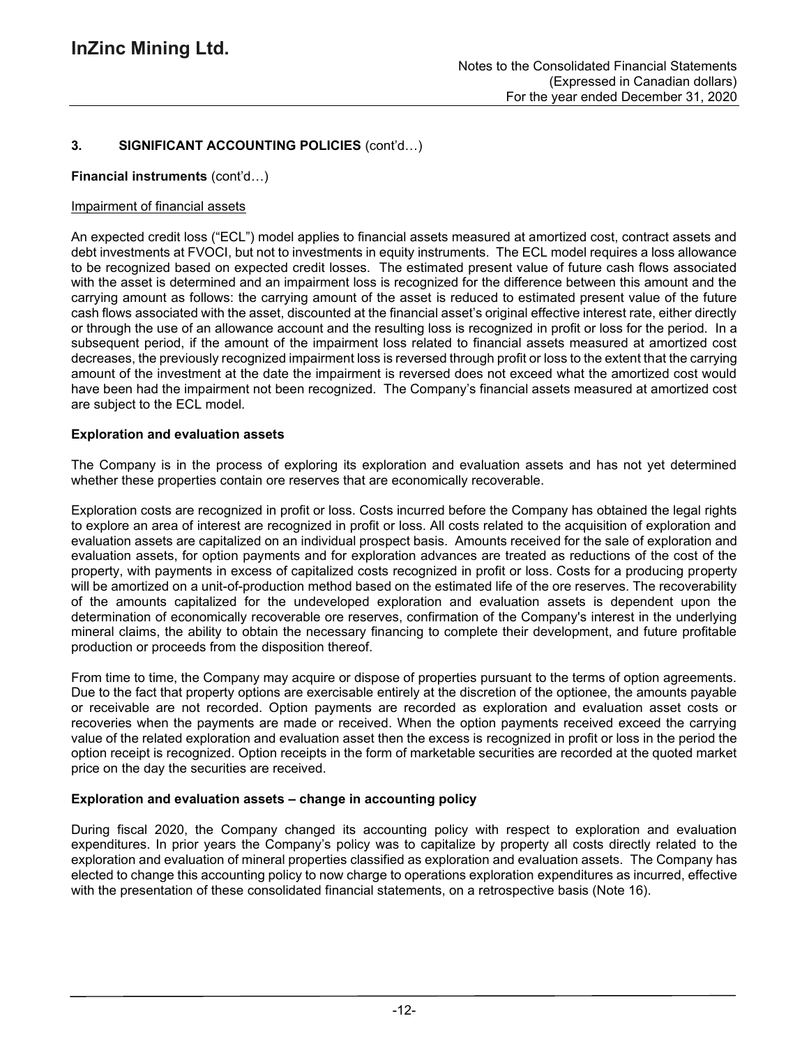## 3. SIGNIFICANT ACCOUNTING POLICIES (cont'd…)

**Financial instruments** (cont'd…)

Impairment of financial assets

An expected credit loss ("ECL") model applies to financial assets measured at amortized cost, contract assets and debt investments at FVOCI, but not to investments in equity instruments. The ECL model requires a loss allowance to be recognized based on expected credit losses. The estimated present value of future cash flows associated with the asset is determined and an impairment loss is recognized for the difference between this amount and the carrying amount as follows: the carrying amount of the asset is reduced to estimated present value of the future cash flows associated with the asset, discounted at the financial asset's original effective interest rate, either directly or through the use of an allowance account and the resulting loss is recognized in profit or loss for the period. In a subsequent period, if the amount of the impairment loss related to financial assets measured at amortized cost decreases, the previously recognized impairment loss is reversed through profit or loss to the extent that the carrying amount of the investment at the date the impairment is reversed does not exceed what the amortized cost would have been had the impairment not been recognized. The Company's financial assets measured at amortized cost are subject to the ECL model.

**Exploration and evaluation assets**

The Company is in the process of exploring its exploration and evaluation assets and has not yet determined whether these properties contain ore reserves that are economically recoverable.

Exploration costs are recognized in profit or loss. Costs incurred before the Company has obtained the legal rights to explore an area of interest are recognized in profit or loss. All costs related to the acquisition of exploration and evaluation assets are capitalized on an individual prospect basis. Amounts received for the sale of exploration and evaluation assets, for option payments and for exploration advances are treated as reductions of the cost of the property, with payments in excess of capitalized costs recognized in profit or loss. Costs for a producing property will be amortized on a unit-of-production method based on the estimated life of the ore reserves. The recoverability of the amounts capitalized for the undeveloped exploration and evaluation assets is dependent upon the determination of economically recoverable ore reserves, confirmation of the Company's interest in the underlying mineral claims, the ability to obtain the necessary financing to complete their development, and future profitable production or proceeds from the disposition thereof.

From time to time, the Company may acquire or dispose of properties pursuant to the terms of option agreements. Due to the fact that property options are exercisable entirely at the discretion of the optionee, the amounts payable or receivable are not recorded. Option payments are recorded as exploration and evaluation asset costs or recoveries when the payments are made or received. When the option payments received exceed the carrying value of the related exploration and evaluation asset then the excess is recognized in profit or loss in the period the option receipt is recognized. Option receipts in the form of marketable securities are recorded at the quoted market price on the day the securities are received.

**Exploration and evaluation assets – change in accounting policy**

During fiscal 2020, the Company changed its accounting policy with respect to exploration and evaluation expenditures. In prior years the Company's policy was to capitalize by property all costs directly related to the exploration and evaluation of mineral properties classified as exploration and evaluation assets. The Company has elected to change this accounting policy to now charge to operations exploration expenditures as incurred, effective with the presentation of these consolidated financial statements, on a retrospective basis (Note 16).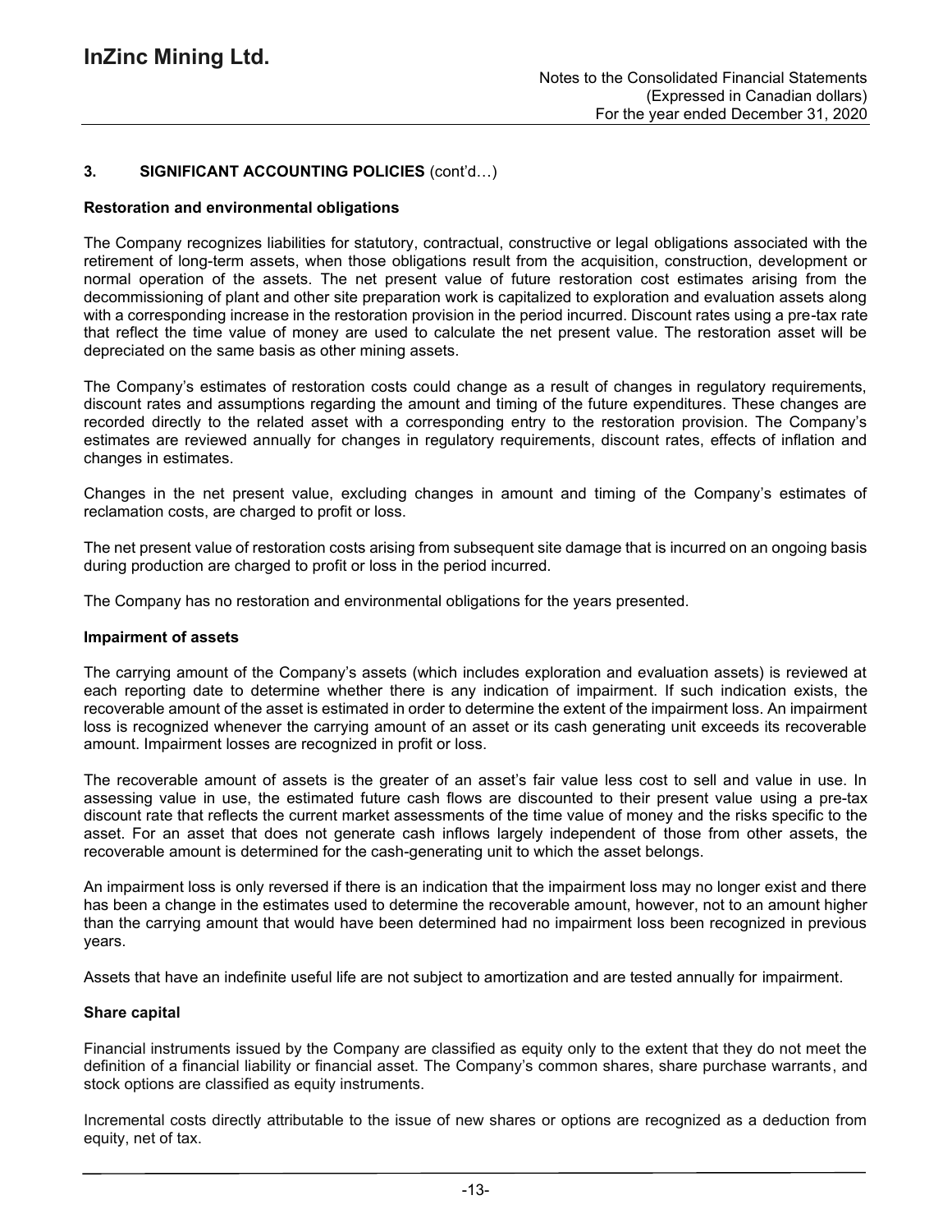## 3. SIGNIFICANT ACCOUNTING POLICIES (cont'd…)

### Restoration and environmental obligations

The Company recognizes liabilities for statutory, contractual, constructive or legal obligations associated with the retirement of long-term assets, when those obligations result from the acquisition, construction, development or normal operation of the assets. The net present value of future restoration cost estimates arising from the decommissioning of plant and other site preparation work is capitalized to exploration and evaluation assets along with a corresponding increase in the restoration provision in the period incurred. Discount rates using a pre-tax rate that reflect the time value of money are used to calculate the net present value. The restoration asset will be depreciated on the same basis as other mining assets.

The Company's estimates of restoration costs could change as a result of changes in regulatory requirements, discount rates and assumptions regarding the amount and timing of the future expenditures. These changes are recorded directly to the related asset with a corresponding entry to the restoration provision. The Company's estimates are reviewed annually for changes in regulatory requirements, discount rates, effects of inflation and changes in estimates.

Changes in the net present value, excluding changes in amount and timing of the Company's estimates of reclamation costs, are charged to profit or loss.

The net present value of restoration costs arising from subsequent site damage that is incurred on an ongoing basis during production are charged to profit or loss in the period incurred.

The Company has no restoration and environmental obligations for the years presented.

### Impairment of assets

The carrying amount of the Company's assets (which includes exploration and evaluation assets) is reviewed at each reporting date to determine whether there is any indication of impairment. If such indication exists, the recoverable amount of the asset is estimated in order to determine the extent of the impairment loss. An impairment loss is recognized whenever the carrying amount of an asset or its cash generating unit exceeds its recoverable amount. Impairment losses are recognized in profit or loss.

The recoverable amount of assets is the greater of an asset's fair value less cost to sell and value in use. In assessing value in use, the estimated future cash flows are discounted to their present value using a pre-tax discount rate that reflects the current market assessments of the time value of money and the risks specific to the asset. For an asset that does not generate cash inflows largely independent of those from other assets, the recoverable amount is determined for the cash-generating unit to which the asset belongs.

An impairment loss is only reversed if there is an indication that the impairment loss may no longer exist and there has been a change in the estimates used to determine the recoverable amount, however, not to an amount higher than the carrying amount that would have been determined had no impairment loss been recognized in previous years.

Assets that have an indefinite useful life are not subject to amortization and are tested annually for impairment.

### Share capital

Financial instruments issued by the Company are classified as equity only to the extent that they do not meet the definition of a financial liability or financial asset. The Company's common shares, share purchase warrants, and stock options are classified as equity instruments.

Incremental costs directly attributable to the issue of new shares or options are recognized as a deduction from equity, net of tax.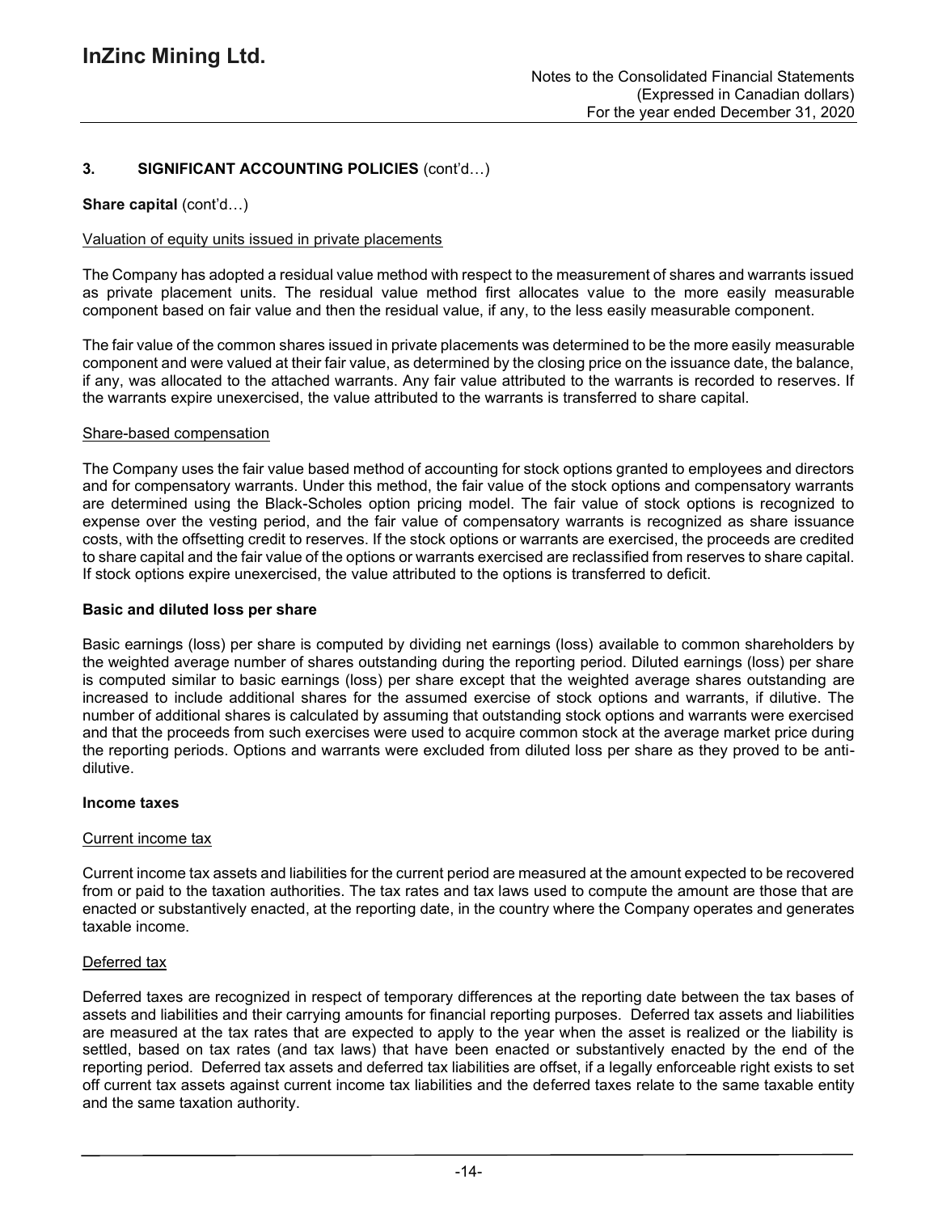## 3. SIGNIFICANT ACCOUNTING POLICIES (cont'd…)

**Share capital** (cont'd…)

Valuation of equity units issued in private placements

The Company has adopted a residual value method with respect to the measurement of shares and warrants issued as private placement units. The residual value method first allocates value to the more easily measurable component based on fair value and then the residual value, if any, to the less easily measurable component.

The fair value of the common shares issued in private placements was determined to be the more easily measurable component and were valued at their fair value, as determined by the closing price on the issuance date, the balance, if any, was allocated to the attached warrants. Any fair value attributed to the warrants is recorded to reserves. If the warrants expire unexercised, the value attributed to the warrants is transferred to share capital.

Share-based compensation

The Company uses the fair value based method of accounting for stock options granted to employees and directors and for compensatory warrants. Under this method, the fair value of the stock options and compensatory warrants are determined using the Black-Scholes option pricing model. The fair value of stock options is recognized to expense over the vesting period, and the fair value of compensatory warrants is recognized as share issuance costs, with the offsetting credit to reserves. If the stock options or warrants are exercised, the proceeds are credited to share capital and the fair value of the options or warrants exercised are reclassified from reserves to share capital. If stock options expire unexercised, the value attributed to the options is transferred to deficit.

**Basic and diluted loss per share**

Basic earnings (loss) per share is computed by dividing net earnings (loss) available to common shareholders by the weighted average number of shares outstanding during the reporting period. Diluted earnings (loss) per share is computed similar to basic earnings (loss) per share except that the weighted average shares outstanding are increased to include additional shares for the assumed exercise of stock options and warrants, if dilutive. The number of additional shares is calculated by assuming that outstanding stock options and warrants were exercised and that the proceeds from such exercises were used to acquire common stock at the average market price during the reporting periods. Options and warrants were excluded from diluted loss per share as they proved to be anti-dilutive.

**Income taxes**

Current income tax

Current income tax assets and liabilities for the current period are measured at the amount expected to be recovered from or paid to the taxation authorities. The tax rates and tax laws used to compute the amount are those that are enacted or substantively enacted, at the reporting date, in the country where the Company operates and generates taxable income.

Deferred tax

Deferred taxes are recognized in respect of temporary differences at the reporting date between the tax bases of assets and liabilities and their carrying amounts for financial reporting purposes. Deferred tax assets and liabilities are measured at the tax rates that are expected to apply to the year when the asset is realized or the liability is settled, based on tax rates (and tax laws) that have been enacted or substantively enacted by the end of the reporting period. Deferred tax assets and deferred tax liabilities are offset, if a legally enforceable right exists to set off current tax assets against current income tax liabilities and the deferred taxes relate to the same taxable entity and the same taxation authority.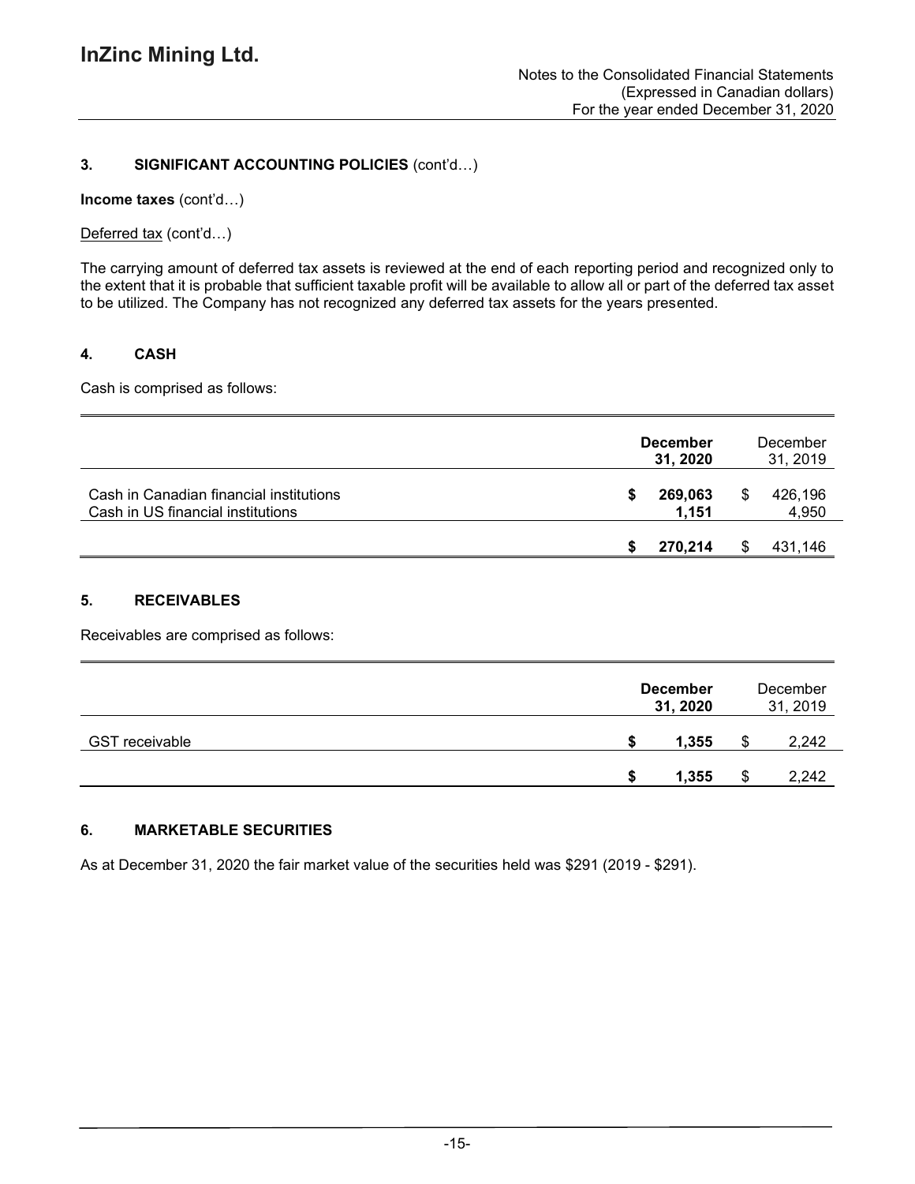## 3. SIGNIFICANT ACCOUNTING POLICIES (cont'd…)

**Income taxes** (cont'd…)

Deferred tax (cont'd…)

The carrying amount of deferred tax assets is reviewed at the end of each reporting period and recognized only to the extent that it is probable that sufficient taxable profit will be available to allow all or part of the deferred tax asset to be utilized. The Company has not recognized any deferred tax assets for the years presented.

## 4. CASH

Cash is comprised as follows:

| | **December 31, 2020** | December 31, 2019 |
|---|---|---|
| Cash in Canadian financial institutions | **$ 269,063** | $ 426,196 |
| Cash in US financial institutions | **1,151** | 4,950 |
| | **$ 270,214** | $ 431,146 |

## 5. RECEIVABLES

Receivables are comprised as follows:

| | **December 31, 2020** | December 31, 2019 |
|---|---|---|
| GST receivable | **$ 1,355** | $ 2,242 |
| | **$ 1,355** | $ 2,242 |

## 6. MARKETABLE SECURITIES

As at December 31, 2020 the fair market value of the securities held was $291 (2019 - $291).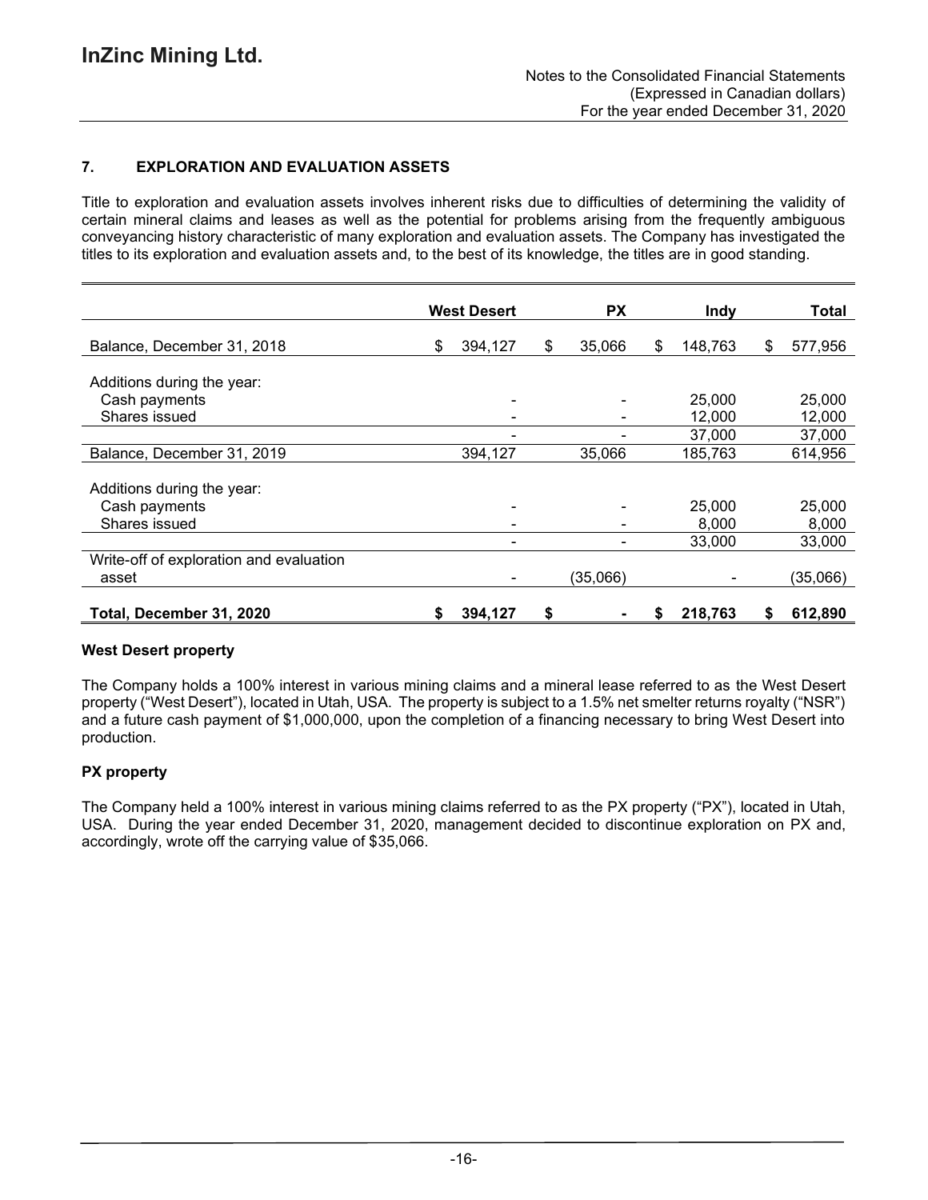## 7. EXPLORATION AND EVALUATION ASSETS

Title to exploration and evaluation assets involves inherent risks due to difficulties of determining the validity of certain mineral claims and leases as well as the potential for problems arising from the frequently ambiguous conveyancing history characteristic of many exploration and evaluation assets. The Company has investigated the titles to its exploration and evaluation assets and, to the best of its knowledge, the titles are in good standing.

| | West Desert | PX | Indy | Total |
|---|---|---|---|---|
| Balance, December 31, 2018 | $ 394,127 | $ 35,066 | $ 148,763 | $ 577,956 |
| Additions during the year: | | | | |
| Cash payments | - | - | 25,000 | 25,000 |
| Shares issued | - | - | 12,000 | 12,000 |
| | - | - | 37,000 | 37,000 |
| Balance, December 31, 2019 | 394,127 | 35,066 | 185,763 | 614,956 |
| Additions during the year: | | | | |
| Cash payments | - | - | 25,000 | 25,000 |
| Shares issued | - | - | 8,000 | 8,000 |
| | - | - | 33,000 | 33,000 |
| Write-off of exploration and evaluation asset | - | (35,066) | - | (35,066) |
| **Total, December 31, 2020** | **$ 394,127** | **$ -** | **$ 218,763** | **$ 612,890** |

### West Desert property

The Company holds a 100% interest in various mining claims and a mineral lease referred to as the West Desert property ("West Desert"), located in Utah, USA. The property is subject to a 1.5% net smelter returns royalty ("NSR") and a future cash payment of $1,000,000, upon the completion of a financing necessary to bring West Desert into production.

### PX property

The Company held a 100% interest in various mining claims referred to as the PX property ("PX"), located in Utah, USA. During the year ended December 31, 2020, management decided to discontinue exploration on PX and, accordingly, wrote off the carrying value of $35,066.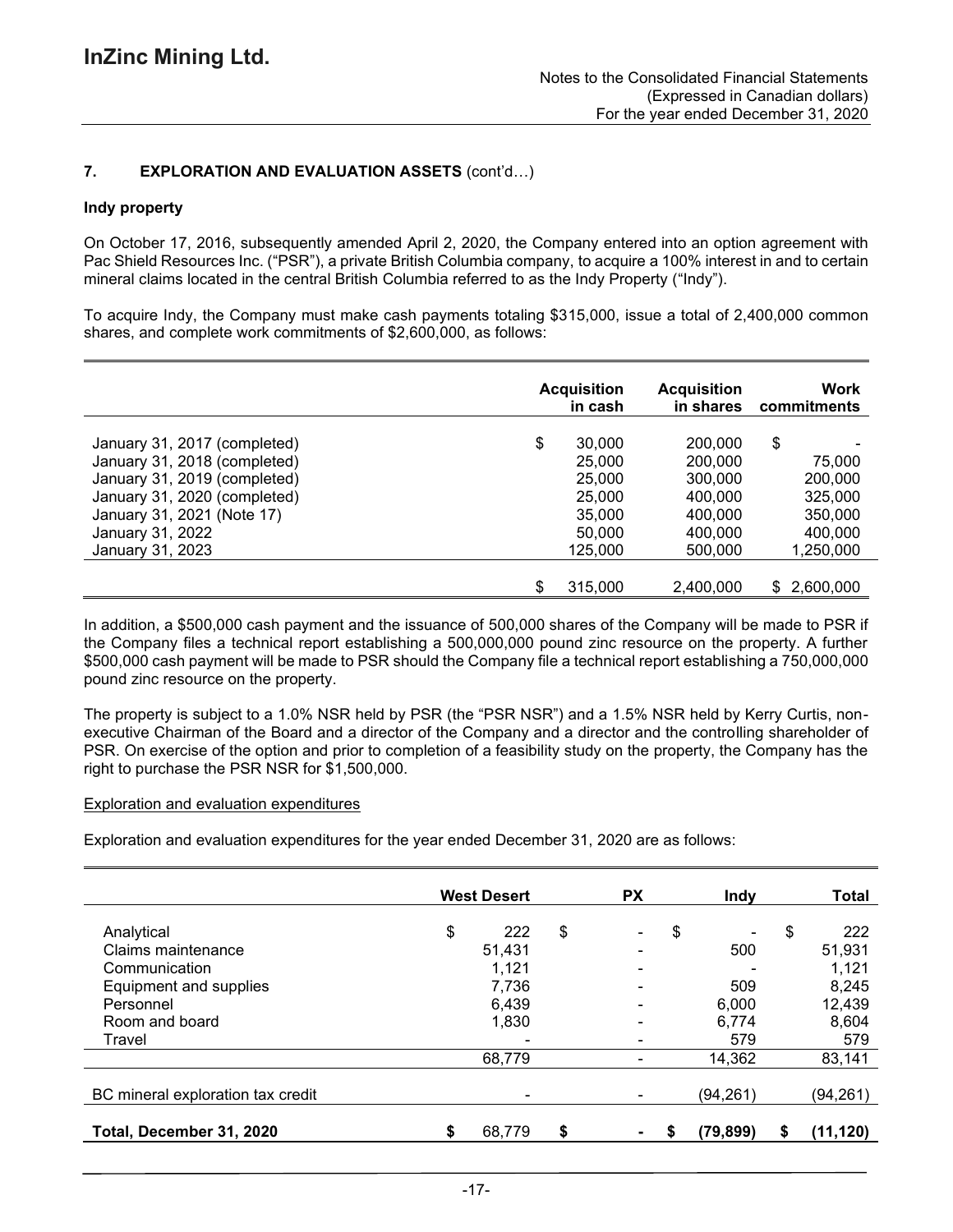## 7. EXPLORATION AND EVALUATION ASSETS (cont'd…)

### Indy property

On October 17, 2016, subsequently amended April 2, 2020, the Company entered into an option agreement with Pac Shield Resources Inc. ("PSR"), a private British Columbia company, to acquire a 100% interest in and to certain mineral claims located in the central British Columbia referred to as the Indy Property ("Indy").

To acquire Indy, the Company must make cash payments totaling $315,000, issue a total of 2,400,000 common shares, and complete work commitments of $2,600,000, as follows:

| | Acquisition in cash | Acquisition in shares | Work commitments |
|---|---|---|---|
| January 31, 2017 (completed) | $ 30,000 | 200,000 | $ - |
| January 31, 2018 (completed) | 25,000 | 200,000 | 75,000 |
| January 31, 2019 (completed) | 25,000 | 300,000 | 200,000 |
| January 31, 2020 (completed) | 25,000 | 400,000 | 325,000 |
| January 31, 2021 (Note 17) | 35,000 | 400,000 | 350,000 |
| January 31, 2022 | 50,000 | 400,000 | 400,000 |
| January 31, 2023 | 125,000 | 500,000 | 1,250,000 |
| | $ 315,000 | 2,400,000 | $ 2,600,000 |

In addition, a $500,000 cash payment and the issuance of 500,000 shares of the Company will be made to PSR if the Company files a technical report establishing a 500,000,000 pound zinc resource on the property. A further $500,000 cash payment will be made to PSR should the Company file a technical report establishing a 750,000,000 pound zinc resource on the property.

The property is subject to a 1.0% NSR held by PSR (the "PSR NSR") and a 1.5% NSR held by Kerry Curtis, non-executive Chairman of the Board and a director of the Company and a director and the controlling shareholder of PSR. On exercise of the option and prior to completion of a feasibility study on the property, the Company has the right to purchase the PSR NSR for $1,500,000.

Exploration and evaluation expenditures

Exploration and evaluation expenditures for the year ended December 31, 2020 are as follows:

| | West Desert | PX | Indy | Total |
|---|---|---|---|---|
| Analytical | $ 222 | $ - | $ - | $ 222 |
| Claims maintenance | 51,431 | - | 500 | 51,931 |
| Communication | 1,121 | - | - | 1,121 |
| Equipment and supplies | 7,736 | - | 509 | 8,245 |
| Personnel | 6,439 | - | 6,000 | 12,439 |
| Room and board | 1,830 | - | 6,774 | 8,604 |
| Travel | - | - | 579 | 579 |
| | 68,779 | - | 14,362 | 83,141 |
| BC mineral exploration tax credit | - | - | (94,261) | (94,261) |
| **Total, December 31, 2020** | **$ 68,779** | **$ -** | **$ (79,899)** | **$ (11,120)** |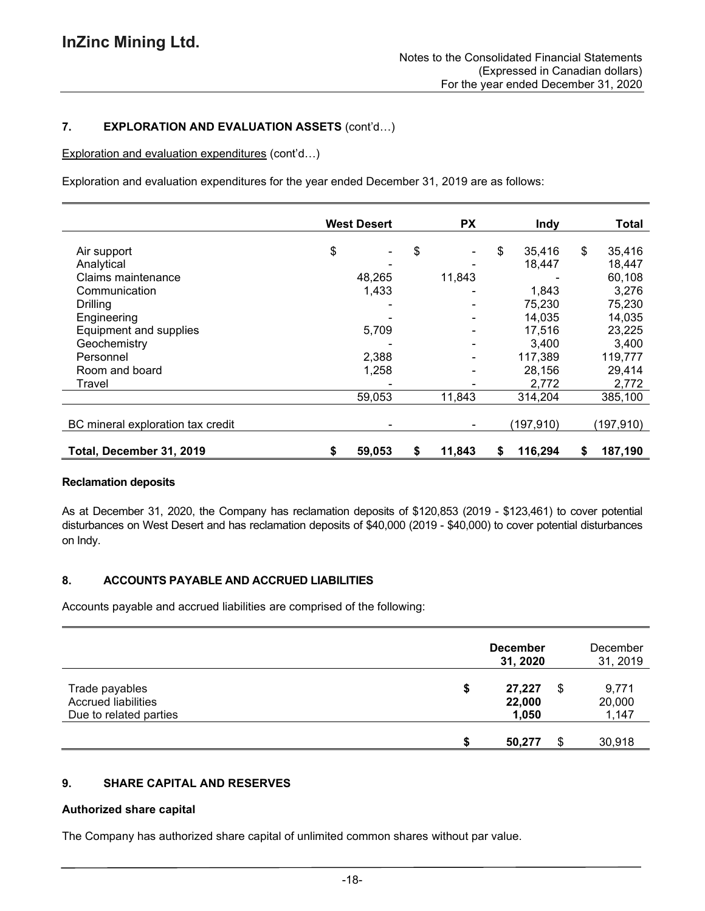## 7. EXPLORATION AND EVALUATION ASSETS (cont'd…)

Exploration and evaluation expenditures (cont'd…)

Exploration and evaluation expenditures for the year ended December 31, 2019 are as follows:

| | West Desert | PX | Indy | Total |
|---|---|---|---|---|
| Air support | $ - | $ - | $ 35,416 | $ 35,416 |
| Analytical | - | - | 18,447 | 18,447 |
| Claims maintenance | 48,265 | 11,843 | - | 60,108 |
| Communication | 1,433 | - | 1,843 | 3,276 |
| Drilling | - | - | 75,230 | 75,230 |
| Engineering | - | - | 14,035 | 14,035 |
| Equipment and supplies | 5,709 | - | 17,516 | 23,225 |
| Geochemistry | - | - | 3,400 | 3,400 |
| Personnel | 2,388 | - | 117,389 | 119,777 |
| Room and board | 1,258 | - | 28,156 | 29,414 |
| Travel | - | - | 2,772 | 2,772 |
| | 59,053 | 11,843 | 314,204 | 385,100 |
| BC mineral exploration tax credit | - | - | (197,910) | (197,910) |
| **Total, December 31, 2019** | **$ 59,053** | **$ 11,843** | **$ 116,294** | **$ 187,190** |

### Reclamation deposits

As at December 31, 2020, the Company has reclamation deposits of $120,853 (2019 - $123,461) to cover potential disturbances on West Desert and has reclamation deposits of $40,000 (2019 - $40,000) to cover potential disturbances on Indy.

## 8. ACCOUNTS PAYABLE AND ACCRUED LIABILITIES

Accounts payable and accrued liabilities are comprised of the following:

| | **December 31, 2020** | December 31, 2019 |
|---|---|---|
| Trade payables | **$ 27,227** | $ 9,771 |
| Accrued liabilities | **22,000** | 20,000 |
| Due to related parties | **1,050** | 1,147 |
| | **$ 50,277** | $ 30,918 |

## 9. SHARE CAPITAL AND RESERVES

### Authorized share capital

The Company has authorized share capital of unlimited common shares without par value.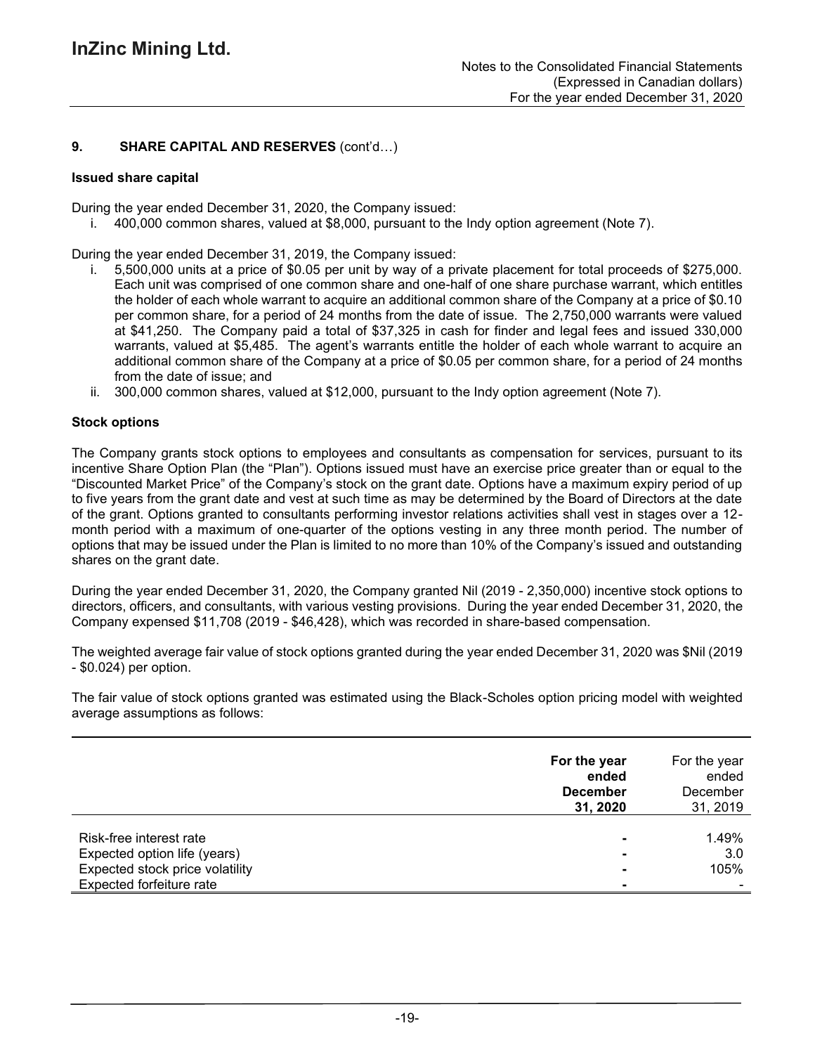## 9. SHARE CAPITAL AND RESERVES (cont'd…)

### Issued share capital

During the year ended December 31, 2020, the Company issued:

i. 400,000 common shares, valued at $8,000, pursuant to the Indy option agreement (Note 7).

During the year ended December 31, 2019, the Company issued:

i. 5,500,000 units at a price of $0.05 per unit by way of a private placement for total proceeds of $275,000. Each unit was comprised of one common share and one-half of one share purchase warrant, which entitles the holder of each whole warrant to acquire an additional common share of the Company at a price of $0.10 per common share, for a period of 24 months from the date of issue. The 2,750,000 warrants were valued at $41,250. The Company paid a total of $37,325 in cash for finder and legal fees and issued 330,000 warrants, valued at $5,485. The agent's warrants entitle the holder of each whole warrant to acquire an additional common share of the Company at a price of $0.05 per common share, for a period of 24 months from the date of issue; and
ii. 300,000 common shares, valued at $12,000, pursuant to the Indy option agreement (Note 7).

### Stock options

The Company grants stock options to employees and consultants as compensation for services, pursuant to its incentive Share Option Plan (the "Plan"). Options issued must have an exercise price greater than or equal to the "Discounted Market Price" of the Company's stock on the grant date. Options have a maximum expiry period of up to five years from the grant date and vest at such time as may be determined by the Board of Directors at the date of the grant. Options granted to consultants performing investor relations activities shall vest in stages over a 12-month period with a maximum of one-quarter of the options vesting in any three month period. The number of options that may be issued under the Plan is limited to no more than 10% of the Company's issued and outstanding shares on the grant date.

During the year ended December 31, 2020, the Company granted Nil (2019 - 2,350,000) incentive stock options to directors, officers, and consultants, with various vesting provisions. During the year ended December 31, 2020, the Company expensed $11,708 (2019 - $46,428), which was recorded in share-based compensation.

The weighted average fair value of stock options granted during the year ended December 31, 2020 was $Nil (2019 - $0.024) per option.

The fair value of stock options granted was estimated using the Black-Scholes option pricing model with weighted average assumptions as follows:

| | **For the year ended December 31, 2020** | For the year ended December 31, 2019 |
|---|---|---|
| Risk-free interest rate | - | 1.49% |
| Expected option life (years) | - | 3.0 |
| Expected stock price volatility | - | 105% |
| Expected forfeiture rate | - | - |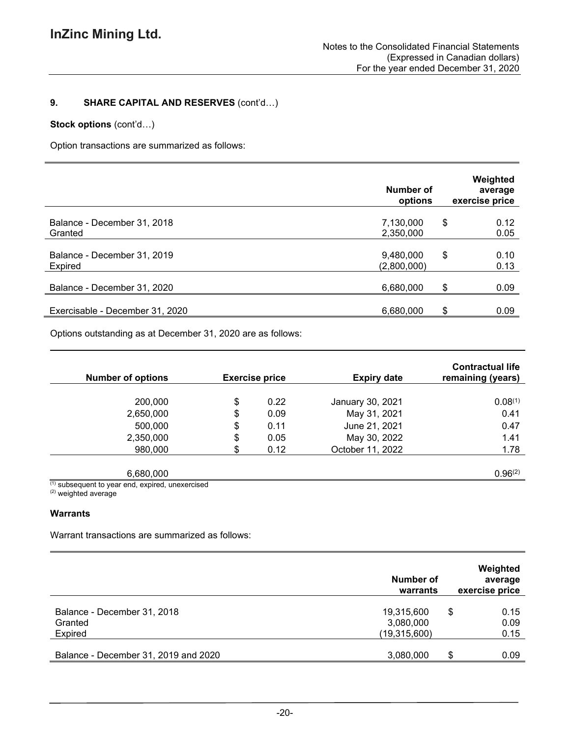## 9. SHARE CAPITAL AND RESERVES (cont'd…)

**Stock options** (cont'd…)

Option transactions are summarized as follows:

| | Number of options | Weighted average exercise price |
|---|---|---|
| Balance - December 31, 2018 | 7,130,000 | $ 0.12 |
| Granted | 2,350,000 | 0.05 |
| Balance - December 31, 2019 | 9,480,000 | $ 0.10 |
| Expired | (2,800,000) | 0.13 |
| Balance - December 31, 2020 | 6,680,000 | $ 0.09 |
| Exercisable - December 31, 2020 | 6,680,000 | $ 0.09 |

Options outstanding as at December 31, 2020 are as follows:

| Number of options | Exercise price | Expiry date | Contractual life remaining (years) |
|---|---|---|---|
| 200,000 | $ 0.22 | January 30, 2021 | 0.08[(1)] |
| 2,650,000 | $ 0.09 | May 31, 2021 | 0.41 |
| 500,000 | $ 0.11 | June 21, 2021 | 0.47 |
| 2,350,000 | $ 0.05 | May 30, 2022 | 1.41 |
| 980,000 | $ 0.12 | October 11, 2022 | 1.78 |
| 6,680,000 | | | 0.96[(2)] |

[(1)] subsequent to year end, expired, unexercised
[(2)] weighted average

**Warrants**

Warrant transactions are summarized as follows:

| | Number of warrants | Weighted average exercise price |
|---|---|---|
| Balance - December 31, 2018 | 19,315,600 | $ 0.15 |
| Granted | 3,080,000 | 0.09 |
| Expired | (19,315,600) | 0.15 |
| Balance - December 31, 2019 and 2020 | 3,080,000 | $ 0.09 |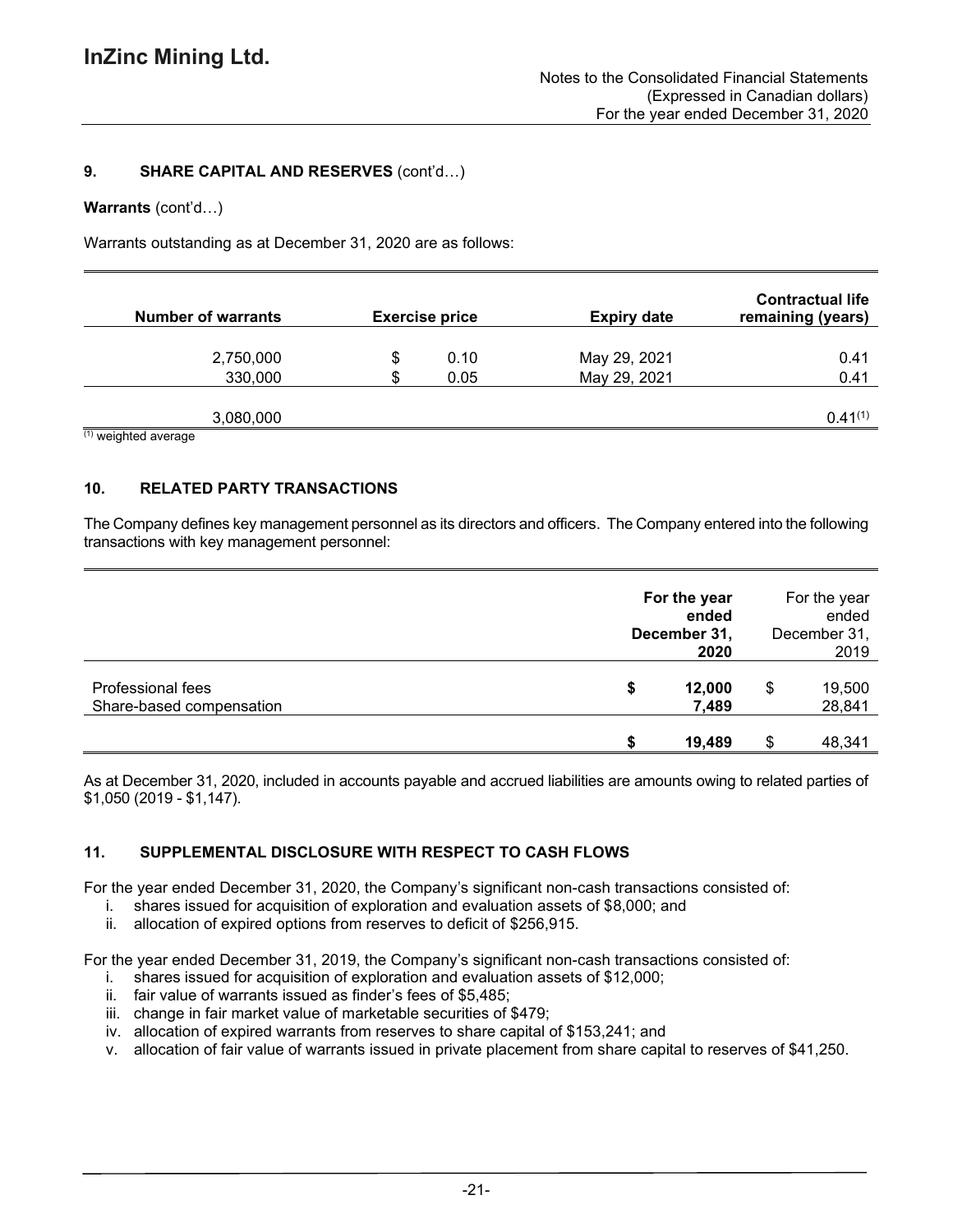## 9. SHARE CAPITAL AND RESERVES (cont'd…)

**Warrants** (cont'd…)

Warrants outstanding as at December 31, 2020 are as follows:

| Number of warrants | Exercise price | Expiry date | Contractual life remaining (years) |
|---|---|---|---|
| 2,750,000 | $ 0.10 | May 29, 2021 | 0.41 |
| 330,000 | $ 0.05 | May 29, 2021 | 0.41 |
| 3,080,000 | | | 0.41(1) |

(1) weighted average

## 10. RELATED PARTY TRANSACTIONS

The Company defines key management personnel as its directors and officers. The Company entered into the following transactions with key management personnel:

| | For the year ended December 31, 2020 | For the year ended December 31, 2019 |
|---|---|---|
| Professional fees | $ 12,000 | $ 19,500 |
| Share-based compensation | 7,489 | 28,841 |
| | $ 19,489 | $ 48,341 |

As at December 31, 2020, included in accounts payable and accrued liabilities are amounts owing to related parties of $1,050 (2019 - $1,147).

## 11. SUPPLEMENTAL DISCLOSURE WITH RESPECT TO CASH FLOWS

For the year ended December 31, 2020, the Company's significant non-cash transactions consisted of:

i. shares issued for acquisition of exploration and evaluation assets of $8,000; and
ii. allocation of expired options from reserves to deficit of $256,915.

For the year ended December 31, 2019, the Company's significant non-cash transactions consisted of:

i. shares issued for acquisition of exploration and evaluation assets of $12,000;
ii. fair value of warrants issued as finder's fees of $5,485;
iii. change in fair market value of marketable securities of $479;
iv. allocation of expired warrants from reserves to share capital of $153,241; and
v. allocation of fair value of warrants issued in private placement from share capital to reserves of $41,250.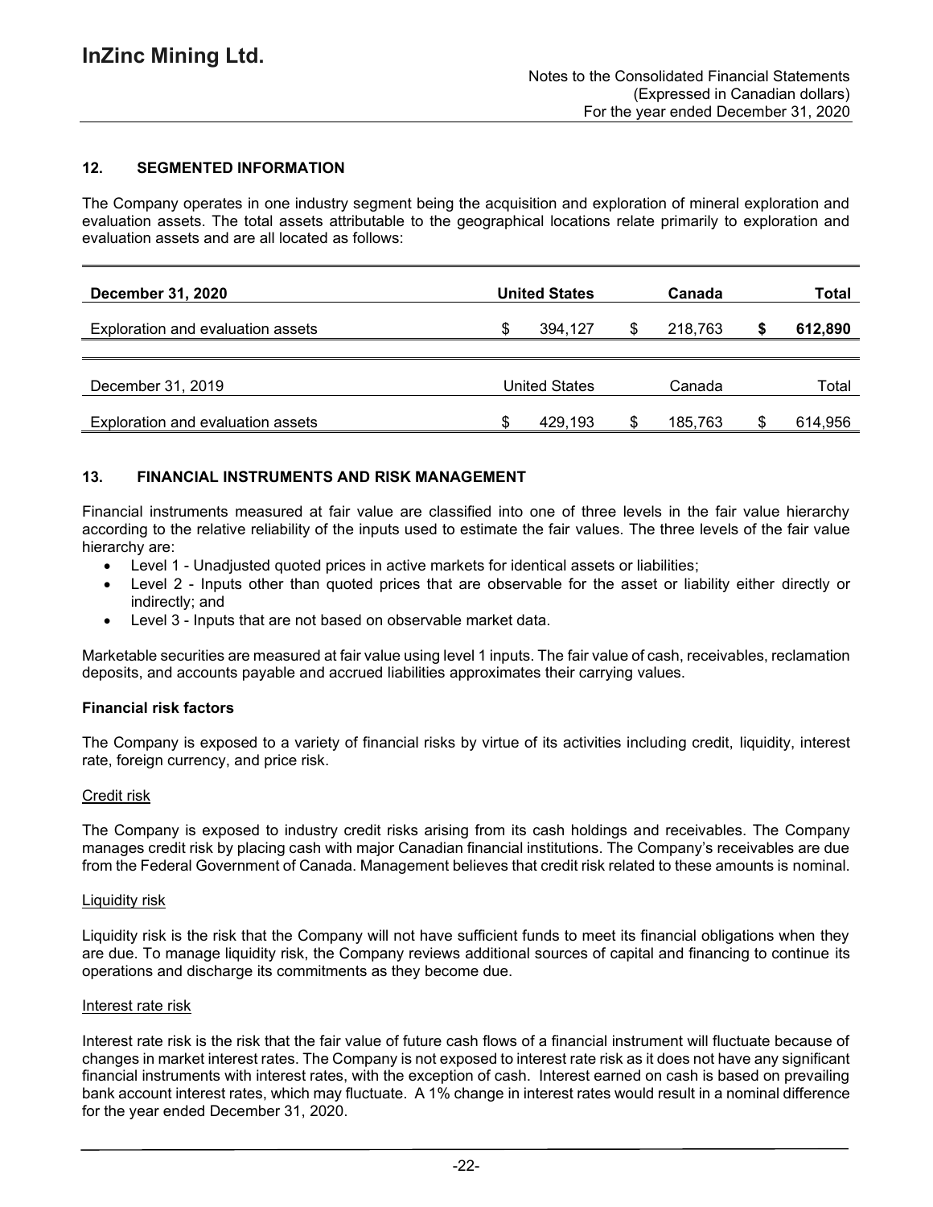## 12. SEGMENTED INFORMATION

The Company operates in one industry segment being the acquisition and exploration of mineral exploration and evaluation assets. The total assets attributable to the geographical locations relate primarily to exploration and evaluation assets and are all located as follows:

| **December 31, 2020** | **United States** | **Canada** | **Total** |
|---|---|---|---|
| Exploration and evaluation assets | $ 394,127 | $ 218,763 | **$ 612,890** |

| December 31, 2019 | United States | Canada | Total |
|---|---|---|---|
| Exploration and evaluation assets | $ 429,193 | $ 185,763 | $ 614,956 |

## 13. FINANCIAL INSTRUMENTS AND RISK MANAGEMENT

Financial instruments measured at fair value are classified into one of three levels in the fair value hierarchy according to the relative reliability of the inputs used to estimate the fair values. The three levels of the fair value hierarchy are:

- Level 1 - Unadjusted quoted prices in active markets for identical assets or liabilities;
- Level 2 - Inputs other than quoted prices that are observable for the asset or liability either directly or indirectly; and
- Level 3 - Inputs that are not based on observable market data.

Marketable securities are measured at fair value using level 1 inputs. The fair value of cash, receivables, reclamation deposits, and accounts payable and accrued liabilities approximates their carrying values.

### Financial risk factors

The Company is exposed to a variety of financial risks by virtue of its activities including credit, liquidity, interest rate, foreign currency, and price risk.

#### Credit risk

The Company is exposed to industry credit risks arising from its cash holdings and receivables. The Company manages credit risk by placing cash with major Canadian financial institutions. The Company's receivables are due from the Federal Government of Canada. Management believes that credit risk related to these amounts is nominal.

#### Liquidity risk

Liquidity risk is the risk that the Company will not have sufficient funds to meet its financial obligations when they are due. To manage liquidity risk, the Company reviews additional sources of capital and financing to continue its operations and discharge its commitments as they become due.

#### Interest rate risk

Interest rate risk is the risk that the fair value of future cash flows of a financial instrument will fluctuate because of changes in market interest rates. The Company is not exposed to interest rate risk as it does not have any significant financial instruments with interest rates, with the exception of cash. Interest earned on cash is based on prevailing bank account interest rates, which may fluctuate. A 1% change in interest rates would result in a nominal difference for the year ended December 31, 2020.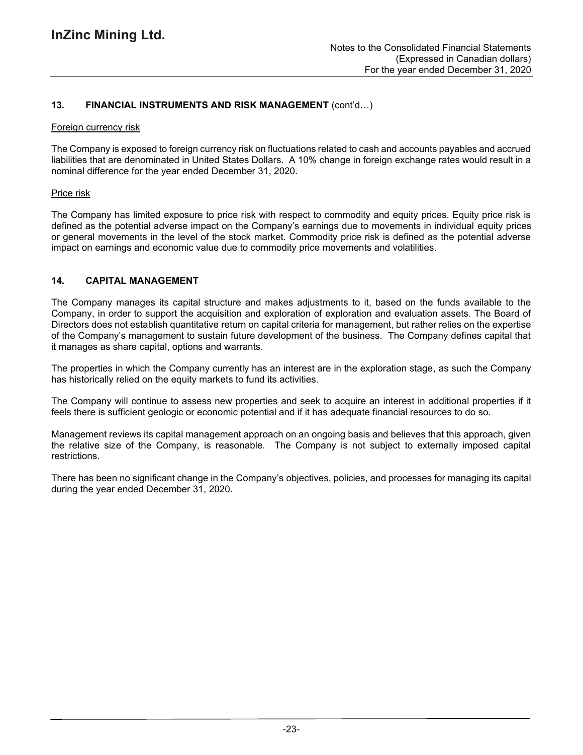## 13. FINANCIAL INSTRUMENTS AND RISK MANAGEMENT (cont'd…)

Foreign currency risk

The Company is exposed to foreign currency risk on fluctuations related to cash and accounts payables and accrued liabilities that are denominated in United States Dollars. A 10% change in foreign exchange rates would result in a nominal difference for the year ended December 31, 2020.

Price risk

The Company has limited exposure to price risk with respect to commodity and equity prices. Equity price risk is defined as the potential adverse impact on the Company's earnings due to movements in individual equity prices or general movements in the level of the stock market. Commodity price risk is defined as the potential adverse impact on earnings and economic value due to commodity price movements and volatilities.

## 14. CAPITAL MANAGEMENT

The Company manages its capital structure and makes adjustments to it, based on the funds available to the Company, in order to support the acquisition and exploration of exploration and evaluation assets. The Board of Directors does not establish quantitative return on capital criteria for management, but rather relies on the expertise of the Company's management to sustain future development of the business. The Company defines capital that it manages as share capital, options and warrants.

The properties in which the Company currently has an interest are in the exploration stage, as such the Company has historically relied on the equity markets to fund its activities.

The Company will continue to assess new properties and seek to acquire an interest in additional properties if it feels there is sufficient geologic or economic potential and if it has adequate financial resources to do so.

Management reviews its capital management approach on an ongoing basis and believes that this approach, given the relative size of the Company, is reasonable. The Company is not subject to externally imposed capital restrictions.

There has been no significant change in the Company's objectives, policies, and processes for managing its capital during the year ended December 31, 2020.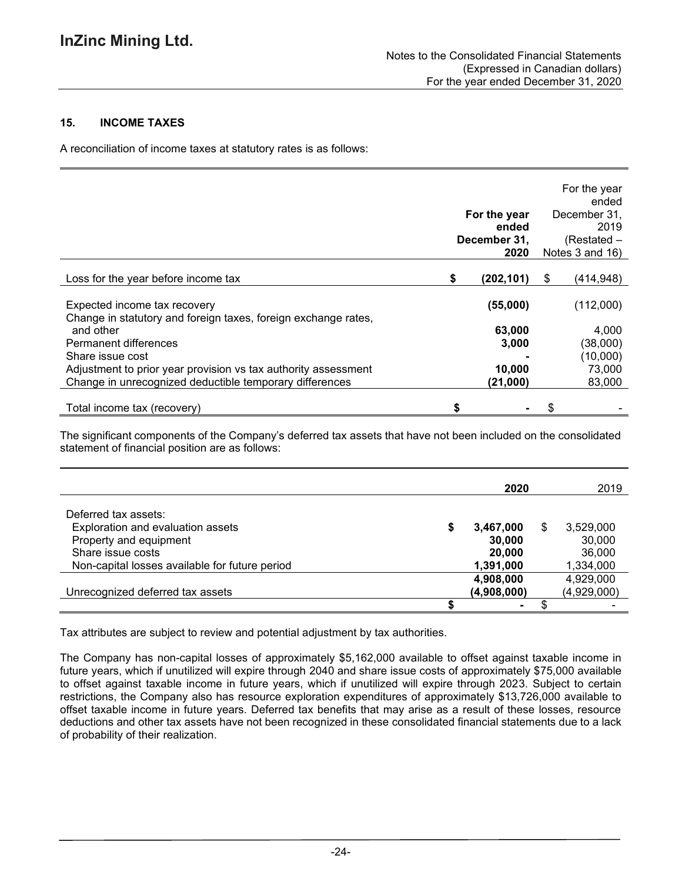## 15. INCOME TAXES

A reconciliation of income taxes at statutory rates is as follows:

| | For the year ended December 31, 2020 | For the year ended December 31, 2019 (Restated – Notes 3 and 16) |
|---|---|---|
| Loss for the year before income tax | $ (202,101) | $ (414,948) |
| Expected income tax recovery | (55,000) | (112,000) |
| Change in statutory and foreign taxes, foreign exchange rates, and other | 63,000 | 4,000 |
| Permanent differences | 3,000 | (38,000) |
| Share issue cost | - | (10,000) |
| Adjustment to prior year provision vs tax authority assessment | 10,000 | 73,000 |
| Change in unrecognized deductible temporary differences | (21,000) | 83,000 |
| Total income tax (recovery) | $ - | $ - |

The significant components of the Company's deferred tax assets that have not been included on the consolidated statement of financial position are as follows:

| | 2020 | 2019 |
|---|---|---|
| Deferred tax assets: | | |
| Exploration and evaluation assets | $ 3,467,000 | $ 3,529,000 |
| Property and equipment | 30,000 | 30,000 |
| Share issue costs | 20,000 | 36,000 |
| Non-capital losses available for future period | 1,391,000 | 1,334,000 |
| | 4,908,000 | 4,929,000 |
| Unrecognized deferred tax assets | (4,908,000) | (4,929,000) |
| | $ - | $ - |

Tax attributes are subject to review and potential adjustment by tax authorities.

The Company has non-capital losses of approximately $5,162,000 available to offset against taxable income in future years, which if unutilized will expire through 2040 and share issue costs of approximately $75,000 available to offset against taxable income in future years, which if unutilized will expire through 2023. Subject to certain restrictions, the Company also has resource exploration expenditures of approximately $13,726,000 available to offset taxable income in future years. Deferred tax benefits that may arise as a result of these losses, resource deductions and other tax assets have not been recognized in these consolidated financial statements due to a lack of probability of their realization.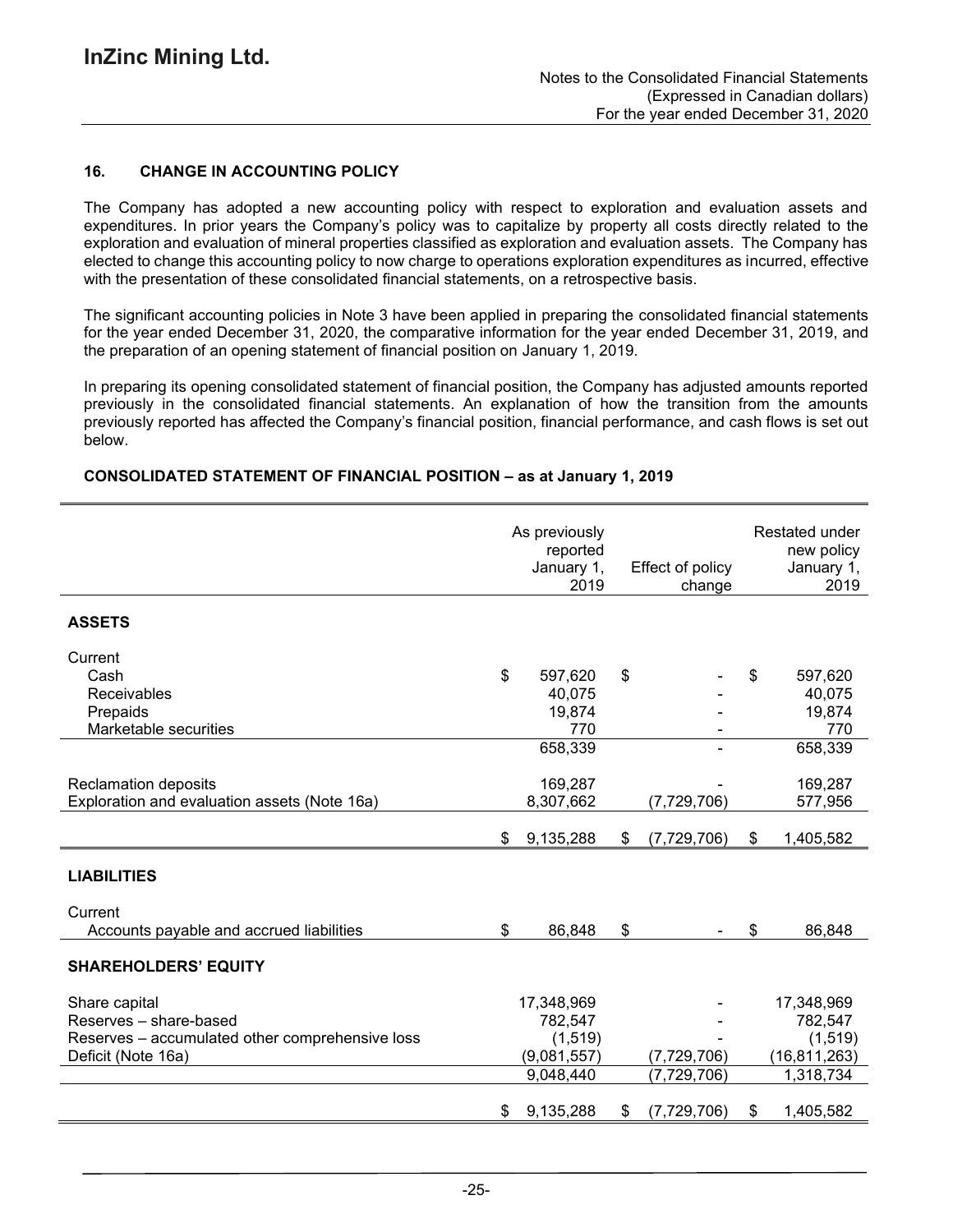## 16. CHANGE IN ACCOUNTING POLICY

The Company has adopted a new accounting policy with respect to exploration and evaluation assets and expenditures. In prior years the Company's policy was to capitalize by property all costs directly related to the exploration and evaluation of mineral properties classified as exploration and evaluation assets. The Company has elected to change this accounting policy to now charge to operations exploration expenditures as incurred, effective with the presentation of these consolidated financial statements, on a retrospective basis.

The significant accounting policies in Note 3 have been applied in preparing the consolidated financial statements for the year ended December 31, 2020, the comparative information for the year ended December 31, 2019, and the preparation of an opening statement of financial position on January 1, 2019.

In preparing its opening consolidated statement of financial position, the Company has adjusted amounts reported previously in the consolidated financial statements. An explanation of how the transition from the amounts previously reported has affected the Company's financial position, financial performance, and cash flows is set out below.

### CONSOLIDATED STATEMENT OF FINANCIAL POSITION – as at January 1, 2019

| | As previously reported January 1, 2019 | Effect of policy change | Restated under new policy January 1, 2019 |
|---|---|---|---|
| **ASSETS** | | | |
| Current | | | |
| Cash | $ 597,620 | $ - | $ 597,620 |
| Receivables | 40,075 | - | 40,075 |
| Prepaids | 19,874 | - | 19,874 |
| Marketable securities | 770 | - | 770 |
| | 658,339 | - | 658,339 |
| Reclamation deposits | 169,287 | - | 169,287 |
| Exploration and evaluation assets (Note 16a) | 8,307,662 | (7,729,706) | 577,956 |
| | $ 9,135,288 | $ (7,729,706) | $ 1,405,582 |
| **LIABILITIES** | | | |
| Current | | | |
| Accounts payable and accrued liabilities | $ 86,848 | $ - | $ 86,848 |
| **SHAREHOLDERS' EQUITY** | | | |
| Share capital | 17,348,969 | - | 17,348,969 |
| Reserves – share-based | 782,547 | - | 782,547 |
| Reserves – accumulated other comprehensive loss | (1,519) | - | (1,519) |
| Deficit (Note 16a) | (9,081,557) | (7,729,706) | (16,811,263) |
| | 9,048,440 | (7,729,706) | 1,318,734 |
| | $ 9,135,288 | $ (7,729,706) | $ 1,405,582 |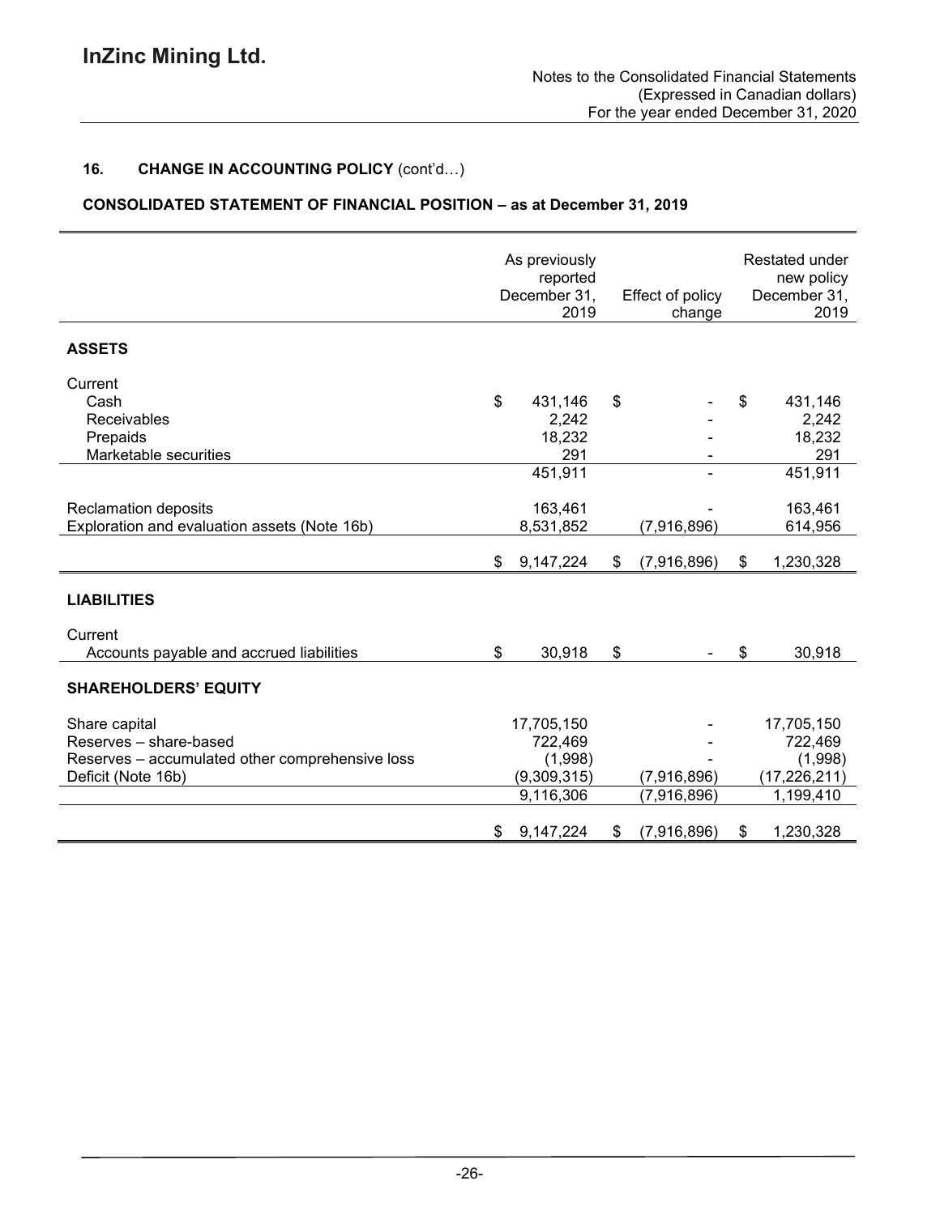## 16. CHANGE IN ACCOUNTING POLICY (cont'd…)

### CONSOLIDATED STATEMENT OF FINANCIAL POSITION – as at December 31, 2019

| | As previously reported December 31, 2019 | Effect of policy change | Restated under new policy December 31, 2019 |
|---|---|---|---|
| **ASSETS** | | | |
| Current | | | |
| Cash | $ 431,146 | $ - | $ 431,146 |
| Receivables | 2,242 | - | 2,242 |
| Prepaids | 18,232 | - | 18,232 |
| Marketable securities | 291 | - | 291 |
| | 451,911 | - | 451,911 |
| Reclamation deposits | 163,461 | - | 163,461 |
| Exploration and evaluation assets (Note 16b) | 8,531,852 | (7,916,896) | 614,956 |
| | $ 9,147,224 | $ (7,916,896) | $ 1,230,328 |
| **LIABILITIES** | | | |
| Current | | | |
| Accounts payable and accrued liabilities | $ 30,918 | $ - | $ 30,918 |
| **SHAREHOLDERS' EQUITY** | | | |
| Share capital | 17,705,150 | - | 17,705,150 |
| Reserves – share-based | 722,469 | - | 722,469 |
| Reserves – accumulated other comprehensive loss | (1,998) | - | (1,998) |
| Deficit (Note 16b) | (9,309,315) | (7,916,896) | (17,226,211) |
| | 9,116,306 | (7,916,896) | 1,199,410 |
| | $ 9,147,224 | $ (7,916,896) | $ 1,230,328 |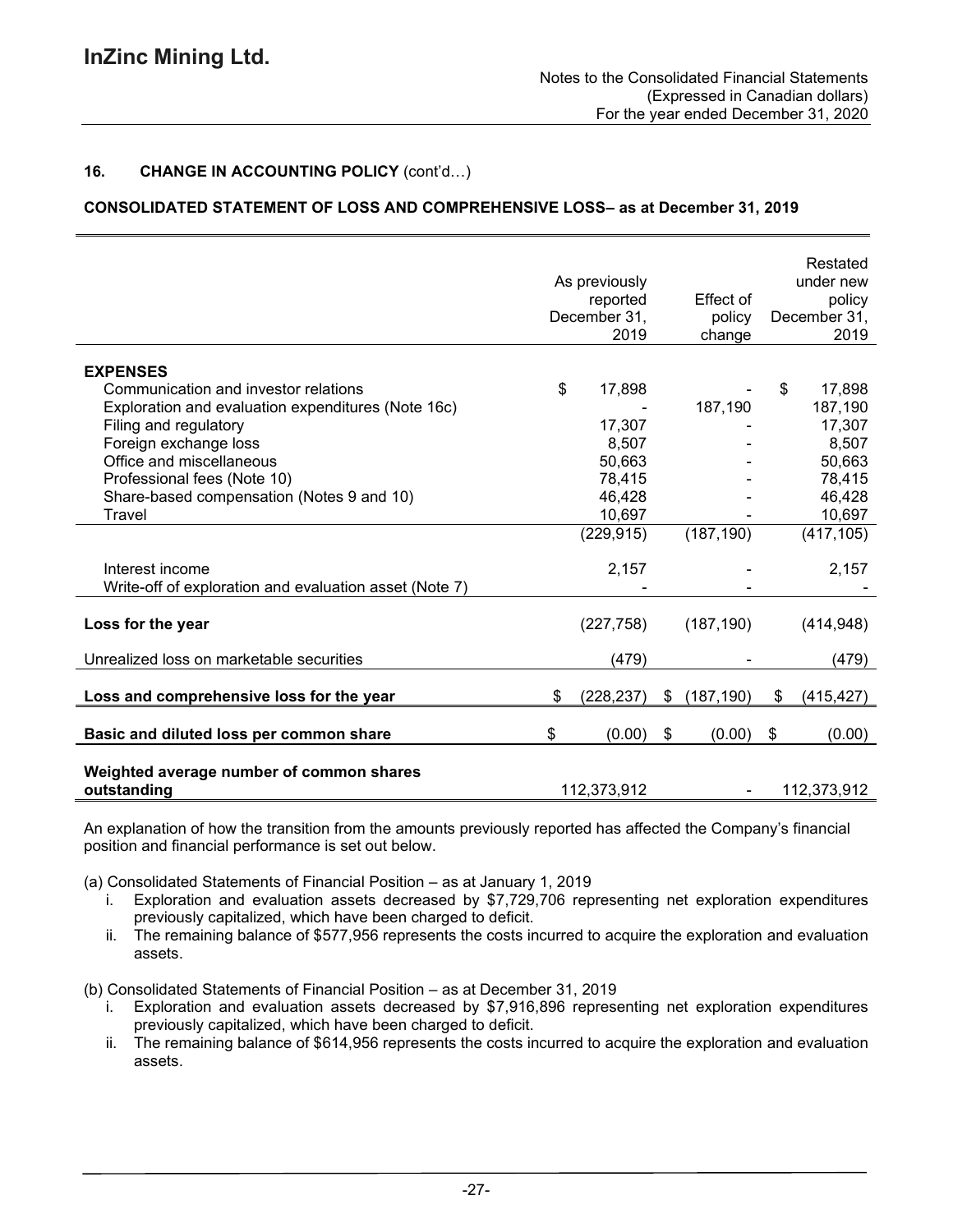## 16. CHANGE IN ACCOUNTING POLICY (cont'd…)

**CONSOLIDATED STATEMENT OF LOSS AND COMPREHENSIVE LOSS– as at December 31, 2019**

| | As previously reported December 31, 2019 | Effect of policy change | Restated under new policy December 31, 2019 |
|---|---|---|---|
| **EXPENSES** | | | |
| Communication and investor relations | $ 17,898 | - | $ 17,898 |
| Exploration and evaluation expenditures (Note 16c) | - | 187,190 | 187,190 |
| Filing and regulatory | 17,307 | - | 17,307 |
| Foreign exchange loss | 8,507 | - | 8,507 |
| Office and miscellaneous | 50,663 | - | 50,663 |
| Professional fees (Note 10) | 78,415 | - | 78,415 |
| Share-based compensation (Notes 9 and 10) | 46,428 | - | 46,428 |
| Travel | 10,697 | - | 10,697 |
| | (229,915) | (187,190) | (417,105) |
| Interest income | 2,157 | - | 2,157 |
| Write-off of exploration and evaluation asset (Note 7) | - | - | - |
| **Loss for the year** | (227,758) | (187,190) | (414,948) |
| Unrealized loss on marketable securities | (479) | - | (479) |
| **Loss and comprehensive loss for the year** | $ (228,237) | $ (187,190) | $ (415,427) |
| **Basic and diluted loss per common share** | $ (0.00) | $ (0.00) | $ (0.00) |
| **Weighted average number of common shares outstanding** | 112,373,912 | - | 112,373,912 |

An explanation of how the transition from the amounts previously reported has affected the Company's financial position and financial performance is set out below.

(a) Consolidated Statements of Financial Position – as at January 1, 2019

i. Exploration and evaluation assets decreased by $7,729,706 representing net exploration expenditures previously capitalized, which have been charged to deficit.

ii. The remaining balance of $577,956 represents the costs incurred to acquire the exploration and evaluation assets.

(b) Consolidated Statements of Financial Position – as at December 31, 2019

i. Exploration and evaluation assets decreased by $7,916,896 representing net exploration expenditures previously capitalized, which have been charged to deficit.

ii. The remaining balance of $614,956 represents the costs incurred to acquire the exploration and evaluation assets.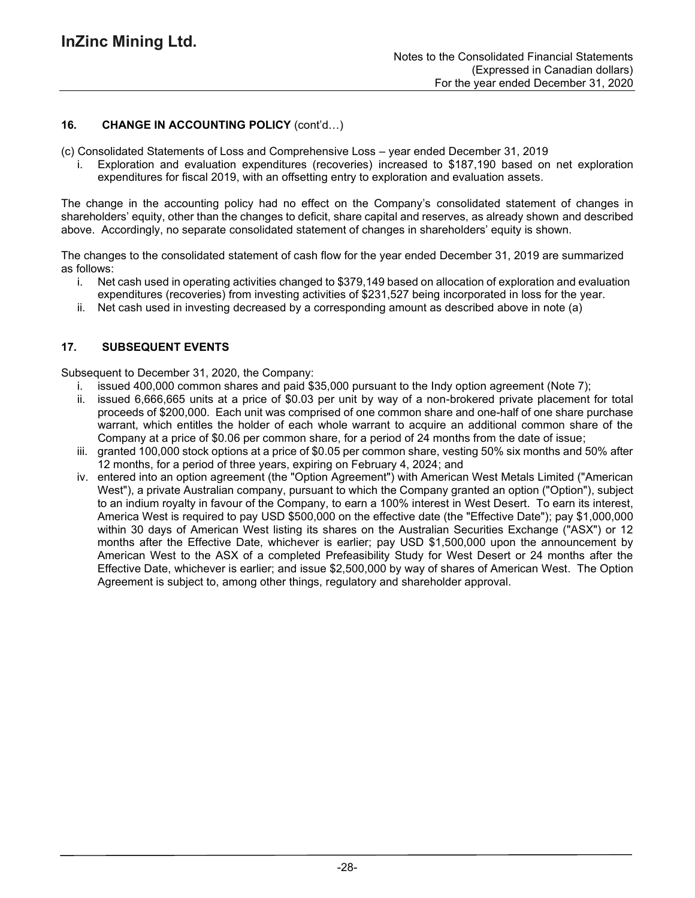## 16. CHANGE IN ACCOUNTING POLICY (cont'd…)

(c) Consolidated Statements of Loss and Comprehensive Loss – year ended December 31, 2019

i. Exploration and evaluation expenditures (recoveries) increased to \$187,190 based on net exploration expenditures for fiscal 2019, with an offsetting entry to exploration and evaluation assets.

The change in the accounting policy had no effect on the Company's consolidated statement of changes in shareholders' equity, other than the changes to deficit, share capital and reserves, as already shown and described above. Accordingly, no separate consolidated statement of changes in shareholders' equity is shown.

The changes to the consolidated statement of cash flow for the year ended December 31, 2019 are summarized as follows:

i. Net cash used in operating activities changed to \$379,149 based on allocation of exploration and evaluation expenditures (recoveries) from investing activities of \$231,527 being incorporated in loss for the year.
ii. Net cash used in investing decreased by a corresponding amount as described above in note (a)

## 17. SUBSEQUENT EVENTS

Subsequent to December 31, 2020, the Company:

i. issued 400,000 common shares and paid \$35,000 pursuant to the Indy option agreement (Note 7);
ii. issued 6,666,665 units at a price of \$0.03 per unit by way of a non-brokered private placement for total proceeds of \$200,000. Each unit was comprised of one common share and one-half of one share purchase warrant, which entitles the holder of each whole warrant to acquire an additional common share of the Company at a price of \$0.06 per common share, for a period of 24 months from the date of issue;
iii. granted 100,000 stock options at a price of \$0.05 per common share, vesting 50% six months and 50% after 12 months, for a period of three years, expiring on February 4, 2024; and
iv. entered into an option agreement (the "Option Agreement") with American West Metals Limited ("American West"), a private Australian company, pursuant to which the Company granted an option ("Option"), subject to an indium royalty in favour of the Company, to earn a 100% interest in West Desert. To earn its interest, America West is required to pay USD \$500,000 on the effective date (the "Effective Date"); pay \$1,000,000 within 30 days of American West listing its shares on the Australian Securities Exchange ("ASX") or 12 months after the Effective Date, whichever is earlier; pay USD \$1,500,000 upon the announcement by American West to the ASX of a completed Prefeasibility Study for West Desert or 24 months after the Effective Date, whichever is earlier; and issue \$2,500,000 by way of shares of American West. The Option Agreement is subject to, among other things, regulatory and shareholder approval.